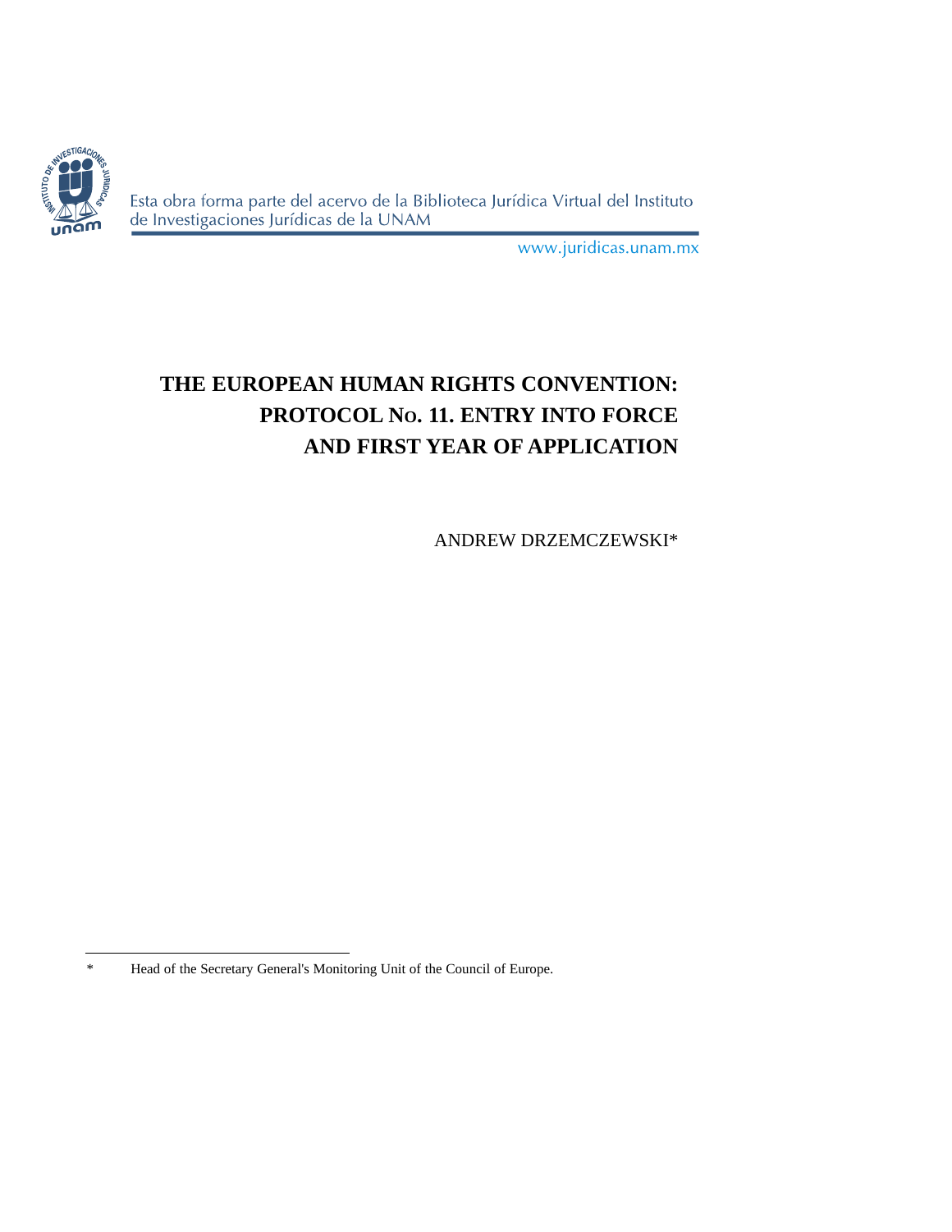# THE EUROPEAN HUMAN RIGHTS CONVENTION: PROTOCOL No. 11. ENTRY INTO FORCE AND FIRST YEAR OF APPLICATION

ANDREW DRZEMCZEWSKI*

---

\* Head of the Secretary General's Monitoring Unit of the Council of Europe.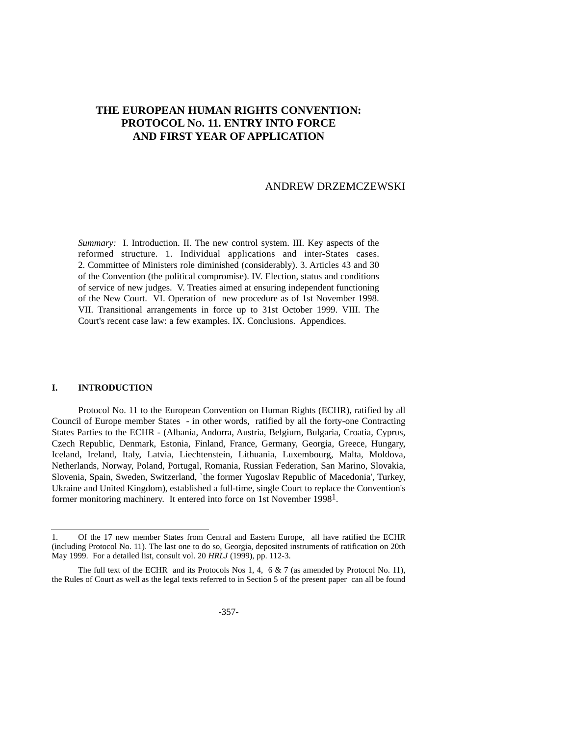# THE EUROPEAN HUMAN RIGHTS CONVENTION: PROTOCOL No. 11. ENTRY INTO FORCE AND FIRST YEAR OF APPLICATION

ANDREW DRZEMCZEWSKI

*Summary:* I. Introduction. II. The new control system. III. Key aspects of the reformed structure. 1. Individual applications and inter-States cases. 2. Committee of Ministers role diminished (considerably). 3. Articles 43 and 30 of the Convention (the political compromise). IV. Election, status and conditions of service of new judges. V. Treaties aimed at ensuring independent functioning of the New Court. VI. Operation of new procedure as of 1st November 1998. VII. Transitional arrangements in force up to 31st October 1999. VIII. The Court's recent case law: a few examples. IX. Conclusions. Appendices.

## I. INTRODUCTION

Protocol No. 11 to the European Convention on Human Rights (ECHR), ratified by all Council of Europe member States - in other words, ratified by all the forty-one Contracting States Parties to the ECHR - (Albania, Andorra, Austria, Belgium, Bulgaria, Croatia, Cyprus, Czech Republic, Denmark, Estonia, Finland, France, Germany, Georgia, Greece, Hungary, Iceland, Ireland, Italy, Latvia, Liechtenstein, Lithuania, Luxembourg, Malta, Moldova, Netherlands, Norway, Poland, Portugal, Romania, Russian Federation, San Marino, Slovakia, Slovenia, Spain, Sweden, Switzerland, `the former Yugoslav Republic of Macedonia', Turkey, Ukraine and United Kingdom), established a full-time, single Court to replace the Convention's former monitoring machinery. It entered into force on 1st November 1998[1].

---

1. Of the 17 new member States from Central and Eastern Europe, all have ratified the ECHR (including Protocol No. 11). The last one to do so, Georgia, deposited instruments of ratification on 20th May 1999. For a detailed list, consult vol. 20 *HRLJ* (1999), pp. 112-3.

The full text of the ECHR and its Protocols Nos 1, 4, 6 & 7 (as amended by Protocol No. 11), the Rules of Court as well as the legal texts referred to in Section 5 of the present paper can all be found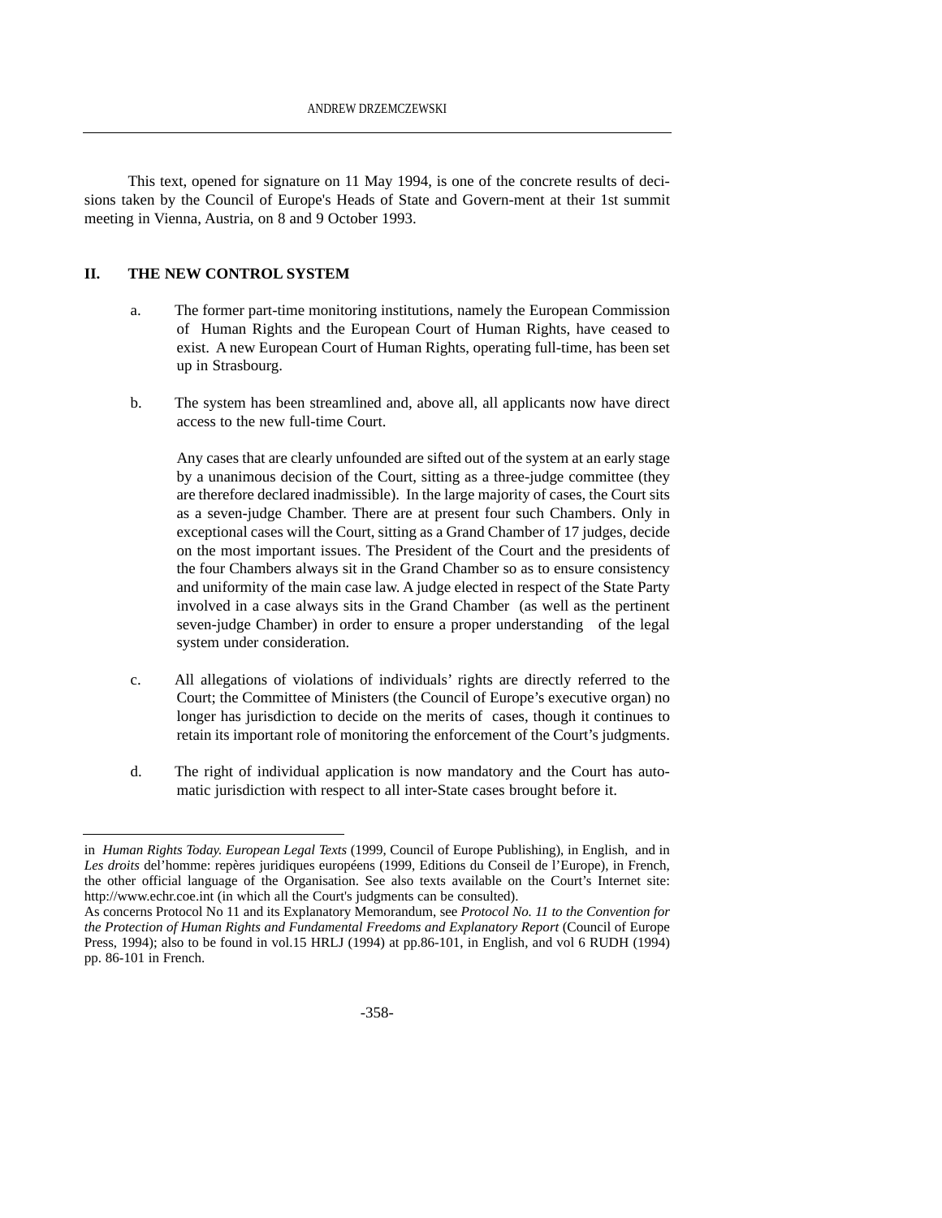This text, opened for signature on 11 May 1994, is one of the concrete results of decisions taken by the Council of Europe's Heads of State and Govern-ment at their 1st summit meeting in Vienna, Austria, on 8 and 9 October 1993.

## II. THE NEW CONTROL SYSTEM

a. The former part-time monitoring institutions, namely the European Commission of Human Rights and the European Court of Human Rights, have ceased to exist. A new European Court of Human Rights, operating full-time, has been set up in Strasbourg.

b. The system has been streamlined and, above all, all applicants now have direct access to the new full-time Court.

   Any cases that are clearly unfounded are sifted out of the system at an early stage by a unanimous decision of the Court, sitting as a three-judge committee (they are therefore declared inadmissible). In the large majority of cases, the Court sits as a seven-judge Chamber. There are at present four such Chambers. Only in exceptional cases will the Court, sitting as a Grand Chamber of 17 judges, decide on the most important issues. The President of the Court and the presidents of the four Chambers always sit in the Grand Chamber so as to ensure consistency and uniformity of the main case law. A judge elected in respect of the State Party involved in a case always sits in the Grand Chamber (as well as the pertinent seven-judge Chamber) in order to ensure a proper understanding of the legal system under consideration.

c. All allegations of violations of individuals' rights are directly referred to the Court; the Committee of Ministers (the Council of Europe's executive organ) no longer has jurisdiction to decide on the merits of cases, though it continues to retain its important role of monitoring the enforcement of the Court's judgments.

d. The right of individual application is now mandatory and the Court has automatic jurisdiction with respect to all inter-State cases brought before it.

---

in *Human Rights Today. European Legal Texts* (1999, Council of Europe Publishing), in English, and in *Les droits* del'homme: repères juridiques européens (1999, Editions du Conseil de l'Europe), in French, the other official language of the Organisation. See also texts available on the Court's Internet site: http://www.echr.coe.int (in which all the Court's judgments can be consulted).

As concerns Protocol No 11 and its Explanatory Memorandum, see *Protocol No. 11 to the Convention for the Protection of Human Rights and Fundamental Freedoms and Explanatory Report* (Council of Europe Press, 1994); also to be found in vol.15 HRLJ (1994) at pp.86-101, in English, and vol 6 RUDH (1994) pp. 86-101 in French.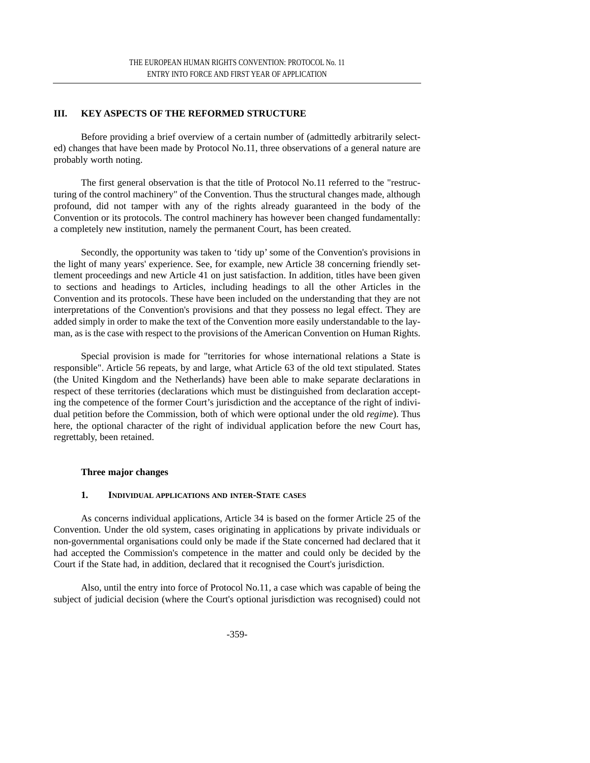## III. KEY ASPECTS OF THE REFORMED STRUCTURE

Before providing a brief overview of a certain number of (admittedly arbitrarily selected) changes that have been made by Protocol No.11, three observations of a general nature are probably worth noting.

The first general observation is that the title of Protocol No.11 referred to the "restructuring of the control machinery" of the Convention. Thus the structural changes made, although profound, did not tamper with any of the rights already guaranteed in the body of the Convention or its protocols. The control machinery has however been changed fundamentally: a completely new institution, namely the permanent Court, has been created.

Secondly, the opportunity was taken to 'tidy up' some of the Convention's provisions in the light of many years' experience. See, for example, new Article 38 concerning friendly settlement proceedings and new Article 41 on just satisfaction. In addition, titles have been given to sections and headings to Articles, including headings to all the other Articles in the Convention and its protocols. These have been included on the understanding that they are not interpretations of the Convention's provisions and that they possess no legal effect. They are added simply in order to make the text of the Convention more easily understandable to the layman, as is the case with respect to the provisions of the American Convention on Human Rights.

Special provision is made for "territories for whose international relations a State is responsible". Article 56 repeats, by and large, what Article 63 of the old text stipulated. States (the United Kingdom and the Netherlands) have been able to make separate declarations in respect of these territories (declarations which must be distinguished from declaration accepting the competence of the former Court's jurisdiction and the acceptance of the right of individual petition before the Commission, both of which were optional under the old *regime*). Thus here, the optional character of the right of individual application before the new Court has, regrettably, been retained.

### Three major changes

#### 1. Individual applications and inter-State cases

As concerns individual applications, Article 34 is based on the former Article 25 of the Convention. Under the old system, cases originating in applications by private individuals or non-governmental organisations could only be made if the State concerned had declared that it had accepted the Commission's competence in the matter and could only be decided by the Court if the State had, in addition, declared that it recognised the Court's jurisdiction.

Also, until the entry into force of Protocol No.11, a case which was capable of being the subject of judicial decision (where the Court's optional jurisdiction was recognised) could not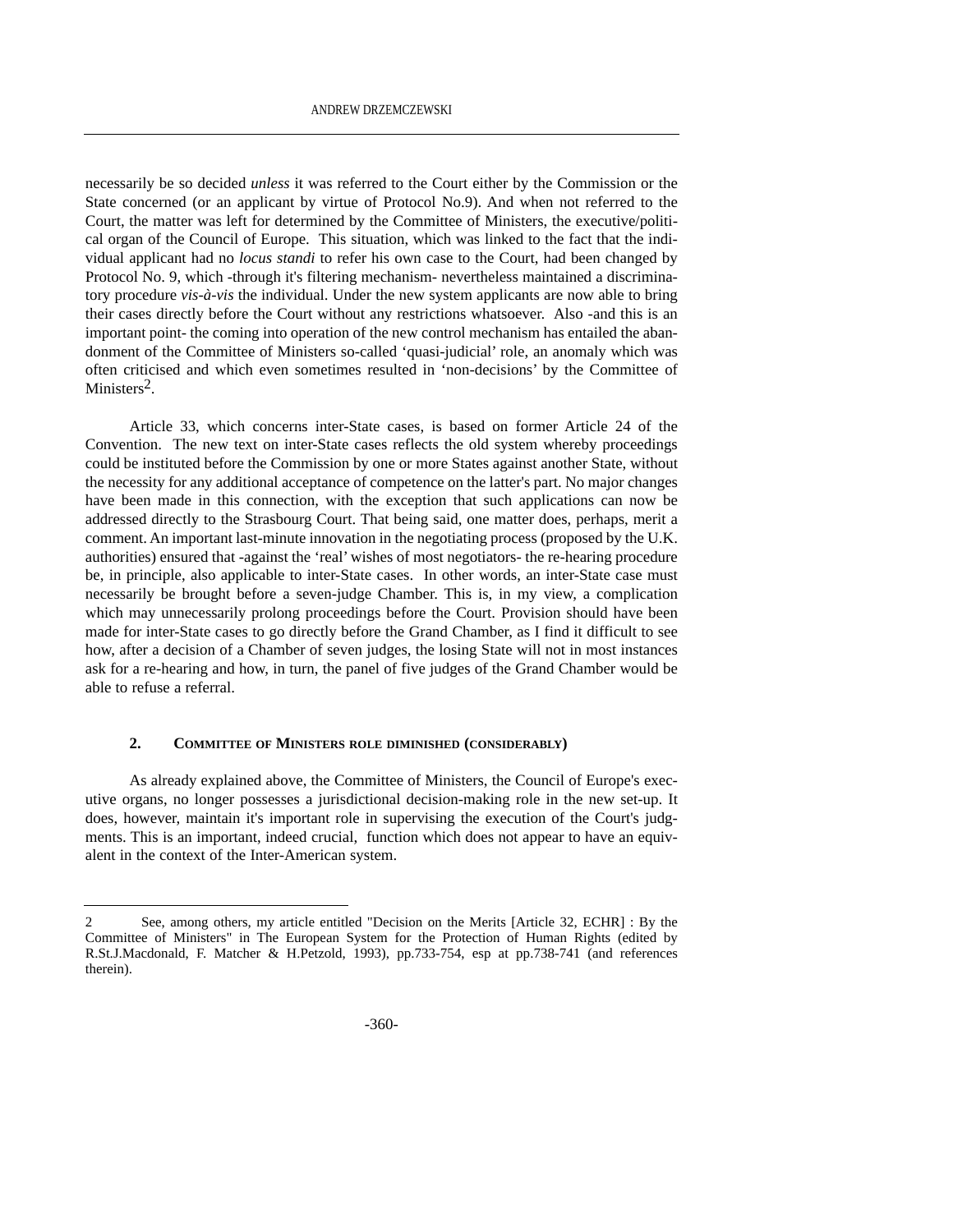necessarily be so decided *unless* it was referred to the Court either by the Commission or the State concerned (or an applicant by virtue of Protocol No.9). And when not referred to the Court, the matter was left for determined by the Committee of Ministers, the executive/political organ of the Council of Europe. This situation, which was linked to the fact that the individual applicant had no *locus standi* to refer his own case to the Court, had been changed by Protocol No. 9, which -through it's filtering mechanism- nevertheless maintained a discriminatory procedure *vis-à-vis* the individual. Under the new system applicants are now able to bring their cases directly before the Court without any restrictions whatsoever. Also -and this is an important point- the coming into operation of the new control mechanism has entailed the abandonment of the Committee of Ministers so-called 'quasi-judicial' role, an anomaly which was often criticised and which even sometimes resulted in 'non-decisions' by the Committee of Ministers[2].

Article 33, which concerns inter-State cases, is based on former Article 24 of the Convention. The new text on inter-State cases reflects the old system whereby proceedings could be instituted before the Commission by one or more States against another State, without the necessity for any additional acceptance of competence on the latter's part. No major changes have been made in this connection, with the exception that such applications can now be addressed directly to the Strasbourg Court. That being said, one matter does, perhaps, merit a comment. An important last-minute innovation in the negotiating process (proposed by the U.K. authorities) ensured that -against the 'real' wishes of most negotiators- the re-hearing procedure be, in principle, also applicable to inter-State cases. In other words, an inter-State case must necessarily be brought before a seven-judge Chamber. This is, in my view, a complication which may unnecessarily prolong proceedings before the Court. Provision should have been made for inter-State cases to go directly before the Grand Chamber, as I find it difficult to see how, after a decision of a Chamber of seven judges, the losing State will not in most instances ask for a re-hearing and how, in turn, the panel of five judges of the Grand Chamber would be able to refuse a referral.

## 2. Committee of Ministers role diminished (considerably)

As already explained above, the Committee of Ministers, the Council of Europe's executive organs, no longer possesses a jurisdictional decision-making role in the new set-up. It does, however, maintain it's important role in supervising the execution of the Court's judgments. This is an important, indeed crucial, function which does not appear to have an equivalent in the context of the Inter-American system.

---

2 See, among others, my article entitled "Decision on the Merits [Article 32, ECHR] : By the Committee of Ministers" in The European System for the Protection of Human Rights (edited by R.St.J.Macdonald, F. Matcher & H.Petzold, 1993), pp.733-754, esp at pp.738-741 (and references therein).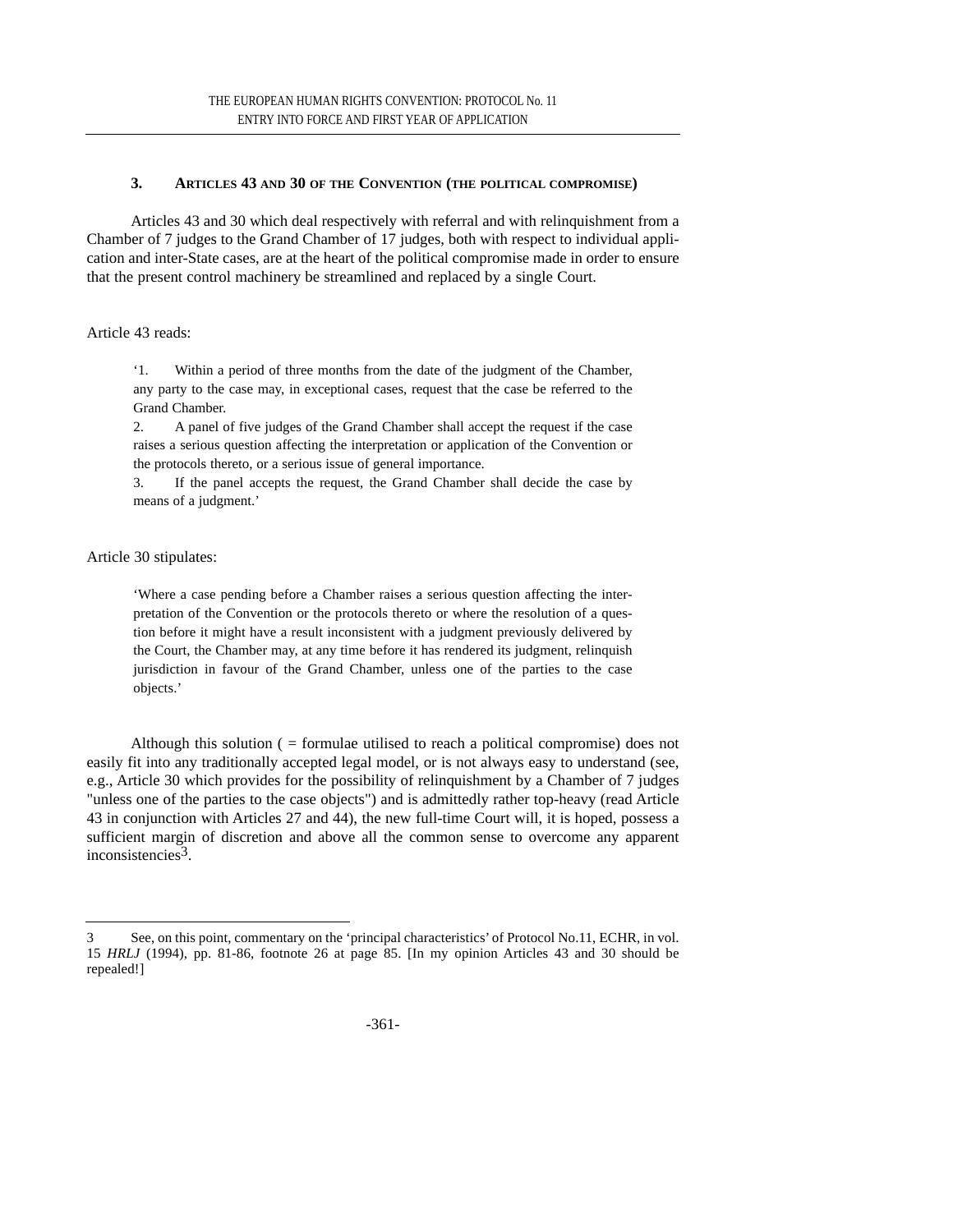### 3. ARTICLES 43 AND 30 OF THE CONVENTION (THE POLITICAL COMPROMISE)

Articles 43 and 30 which deal respectively with referral and with relinquishment from a Chamber of 7 judges to the Grand Chamber of 17 judges, both with respect to individual application and inter-State cases, are at the heart of the political compromise made in order to ensure that the present control machinery be streamlined and replaced by a single Court.

Article 43 reads:

> '1. Within a period of three months from the date of the judgment of the Chamber, any party to the case may, in exceptional cases, request that the case be referred to the Grand Chamber.
> 2. A panel of five judges of the Grand Chamber shall accept the request if the case raises a serious question affecting the interpretation or application of the Convention or the protocols thereto, or a serious issue of general importance.
> 3. If the panel accepts the request, the Grand Chamber shall decide the case by means of a judgment.'

Article 30 stipulates:

> 'Where a case pending before a Chamber raises a serious question affecting the interpretation of the Convention or the protocols thereto or where the resolution of a question before it might have a result inconsistent with a judgment previously delivered by the Court, the Chamber may, at any time before it has rendered its judgment, relinquish jurisdiction in favour of the Grand Chamber, unless one of the parties to the case objects.'

Although this solution ( = formulae utilised to reach a political compromise) does not easily fit into any traditionally accepted legal model, or is not always easy to understand (see, e.g., Article 30 which provides for the possibility of relinquishment by a Chamber of 7 judges "unless one of the parties to the case objects") and is admittedly rather top-heavy (read Article 43 in conjunction with Articles 27 and 44), the new full-time Court will, it is hoped, possess a sufficient margin of discretion and above all the common sense to overcome any apparent inconsistencies[3].

---

3 See, on this point, commentary on the 'principal characteristics' of Protocol No.11, ECHR, in vol. 15 *HRLJ* (1994), pp. 81-86, footnote 26 at page 85. [In my opinion Articles 43 and 30 should be repealed!]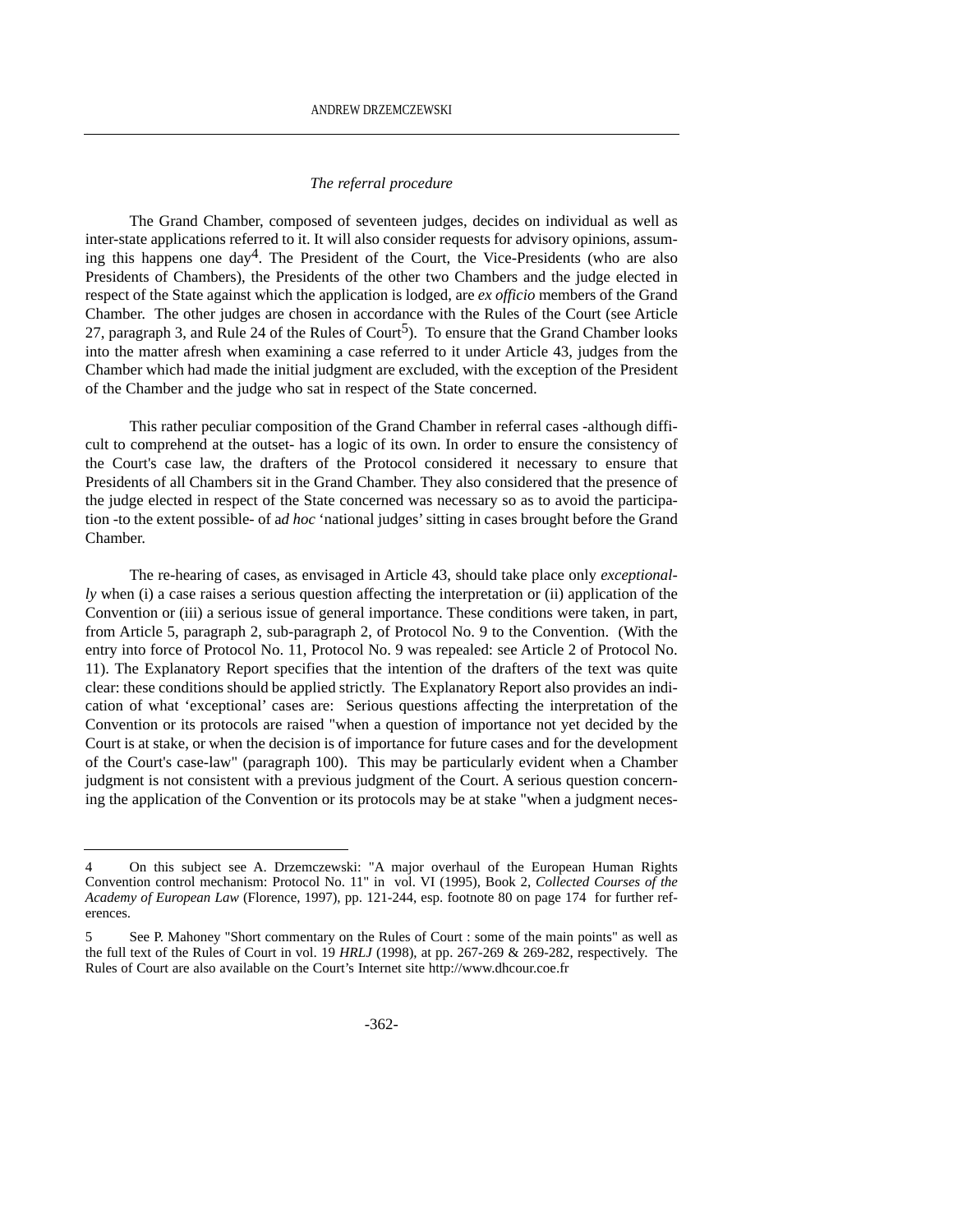### *The referral procedure*

The Grand Chamber, composed of seventeen judges, decides on individual as well as inter-state applications referred to it. It will also consider requests for advisory opinions, assuming this happens one day[4]. The President of the Court, the Vice-Presidents (who are also Presidents of Chambers), the Presidents of the other two Chambers and the judge elected in respect of the State against which the application is lodged, are *ex officio* members of the Grand Chamber. The other judges are chosen in accordance with the Rules of the Court (see Article 27, paragraph 3, and Rule 24 of the Rules of Court[5]). To ensure that the Grand Chamber looks into the matter afresh when examining a case referred to it under Article 43, judges from the Chamber which had made the initial judgment are excluded, with the exception of the President of the Chamber and the judge who sat in respect of the State concerned.

This rather peculiar composition of the Grand Chamber in referral cases -although difficult to comprehend at the outset- has a logic of its own. In order to ensure the consistency of the Court's case law, the drafters of the Protocol considered it necessary to ensure that Presidents of all Chambers sit in the Grand Chamber. They also considered that the presence of the judge elected in respect of the State concerned was necessary so as to avoid the participation -to the extent possible- of a*d hoc* 'national judges' sitting in cases brought before the Grand Chamber.

The re-hearing of cases, as envisaged in Article 43, should take place only *exceptionally* when (i) a case raises a serious question affecting the interpretation or (ii) application of the Convention or (iii) a serious issue of general importance. These conditions were taken, in part, from Article 5, paragraph 2, sub-paragraph 2, of Protocol No. 9 to the Convention. (With the entry into force of Protocol No. 11, Protocol No. 9 was repealed: see Article 2 of Protocol No. 11). The Explanatory Report specifies that the intention of the drafters of the text was quite clear: these conditions should be applied strictly. The Explanatory Report also provides an indication of what 'exceptional' cases are: Serious questions affecting the interpretation of the Convention or its protocols are raised "when a question of importance not yet decided by the Court is at stake, or when the decision is of importance for future cases and for the development of the Court's case-law" (paragraph 100). This may be particularly evident when a Chamber judgment is not consistent with a previous judgment of the Court. A serious question concerning the application of the Convention or its protocols may be at stake "when a judgment neces-

---

4 On this subject see A. Drzemczewski: "A major overhaul of the European Human Rights Convention control mechanism: Protocol No. 11" in vol. VI (1995), Book 2, *Collected Courses of the Academy of European Law* (Florence, 1997), pp. 121-244, esp. footnote 80 on page 174 for further references.

5 See P. Mahoney "Short commentary on the Rules of Court : some of the main points" as well as the full text of the Rules of Court in vol. 19 *HRLJ* (1998), at pp. 267-269 & 269-282, respectively. The Rules of Court are also available on the Court's Internet site http://www.dhcour.coe.fr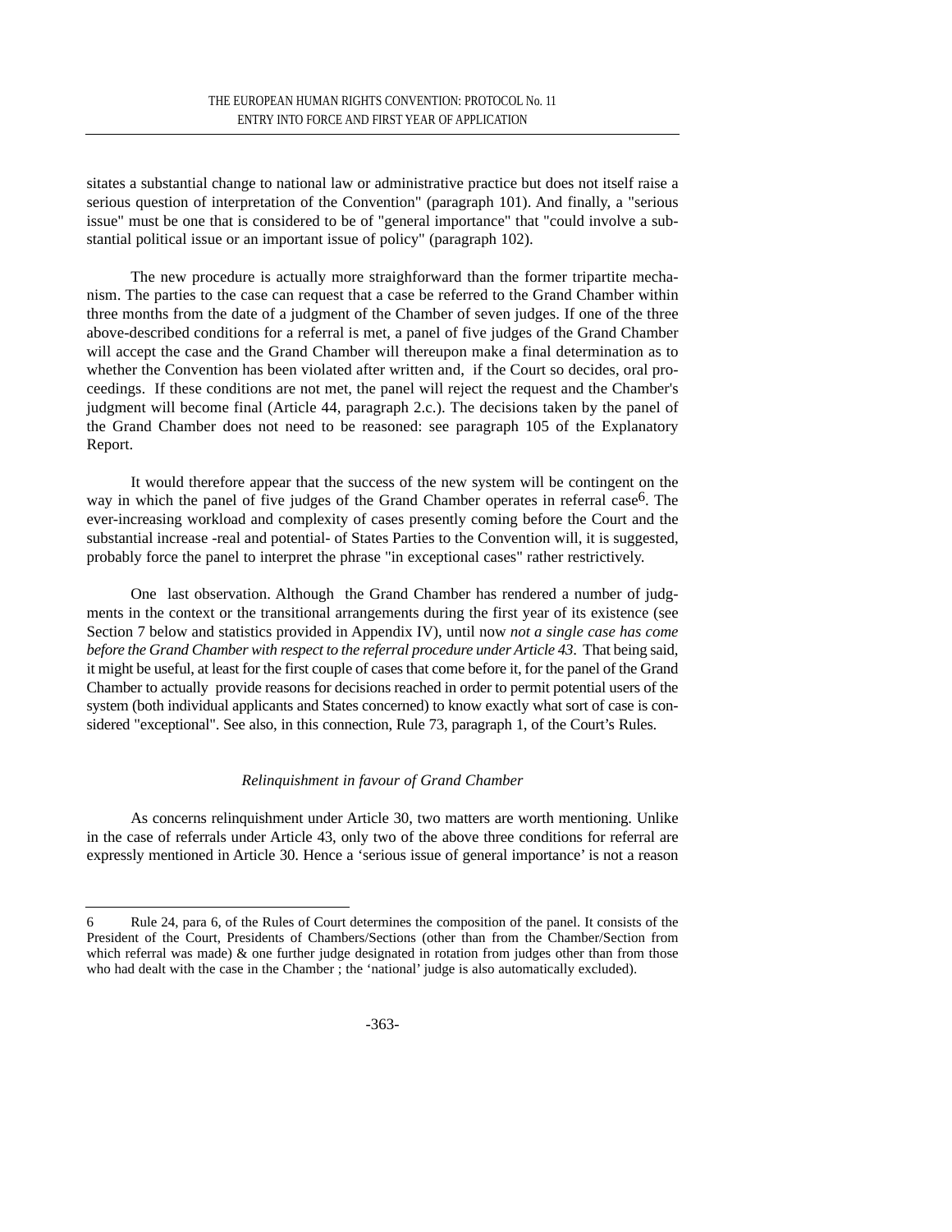sitates a substantial change to national law or administrative practice but does not itself raise a serious question of interpretation of the Convention" (paragraph 101). And finally, a "serious issue" must be one that is considered to be of "general importance" that "could involve a substantial political issue or an important issue of policy" (paragraph 102).

The new procedure is actually more straighforward than the former tripartite mechanism. The parties to the case can request that a case be referred to the Grand Chamber within three months from the date of a judgment of the Chamber of seven judges. If one of the three above-described conditions for a referral is met, a panel of five judges of the Grand Chamber will accept the case and the Grand Chamber will thereupon make a final determination as to whether the Convention has been violated after written and, if the Court so decides, oral proceedings. If these conditions are not met, the panel will reject the request and the Chamber's judgment will become final (Article 44, paragraph 2.c.). The decisions taken by the panel of the Grand Chamber does not need to be reasoned: see paragraph 105 of the Explanatory Report.

It would therefore appear that the success of the new system will be contingent on the way in which the panel of five judges of the Grand Chamber operates in referral case[6]. The ever-increasing workload and complexity of cases presently coming before the Court and the substantial increase -real and potential- of States Parties to the Convention will, it is suggested, probably force the panel to interpret the phrase "in exceptional cases" rather restrictively.

One last observation. Although the Grand Chamber has rendered a number of judgments in the context or the transitional arrangements during the first year of its existence (see Section 7 below and statistics provided in Appendix IV), until now *not a single case has come before the Grand Chamber with respect to the referral procedure under Article 43*. That being said, it might be useful, at least for the first couple of cases that come before it, for the panel of the Grand Chamber to actually provide reasons for decisions reached in order to permit potential users of the system (both individual applicants and States concerned) to know exactly what sort of case is considered "exceptional". See also, in this connection, Rule 73, paragraph 1, of the Court's Rules.

*Relinquishment in favour of Grand Chamber*

As concerns relinquishment under Article 30, two matters are worth mentioning. Unlike in the case of referrals under Article 43, only two of the above three conditions for referral are expressly mentioned in Article 30. Hence a 'serious issue of general importance' is not a reason

---

6 Rule 24, para 6, of the Rules of Court determines the composition of the panel. It consists of the President of the Court, Presidents of Chambers/Sections (other than from the Chamber/Section from which referral was made) & one further judge designated in rotation from judges other than from those who had dealt with the case in the Chamber ; the 'national' judge is also automatically excluded).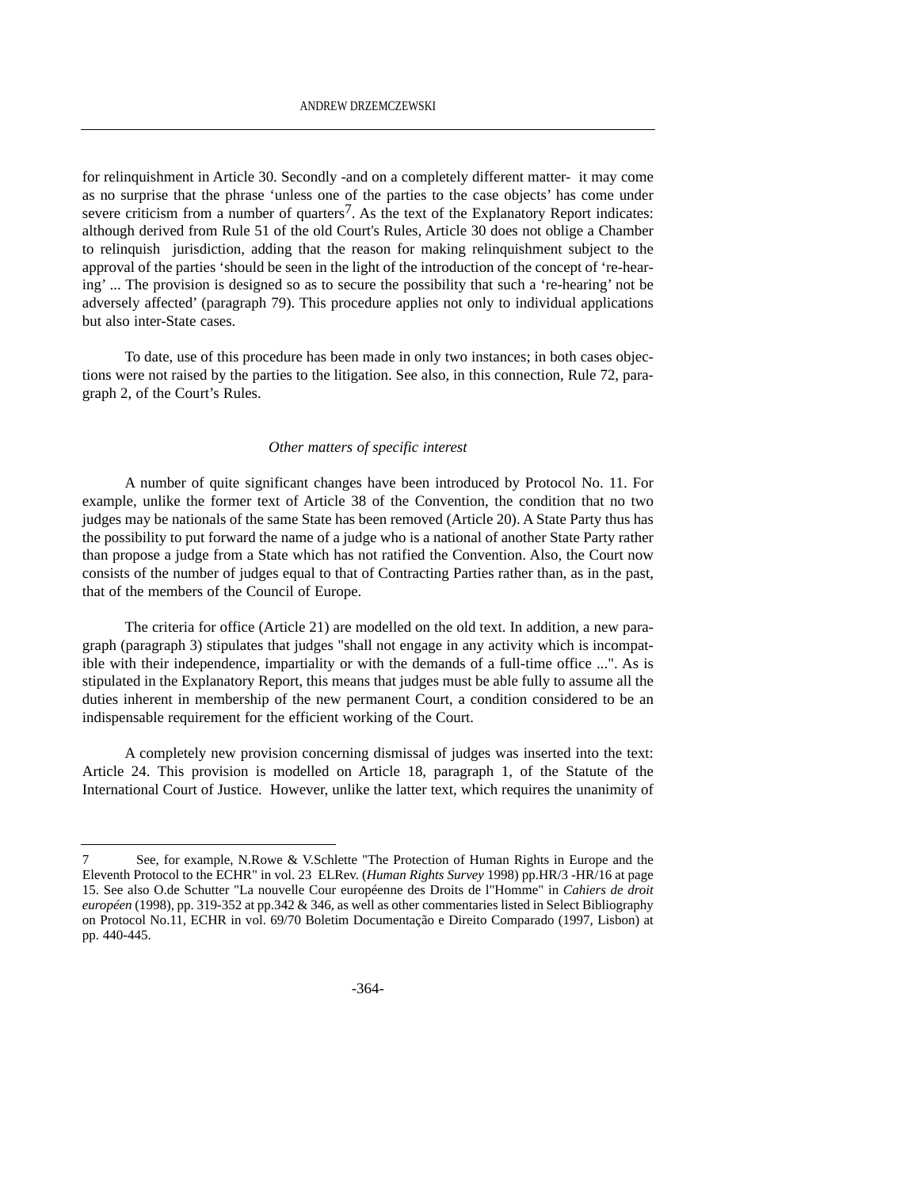for relinquishment in Article 30. Secondly -and on a completely different matter- it may come as no surprise that the phrase 'unless one of the parties to the case objects' has come under severe criticism from a number of quarters[7]. As the text of the Explanatory Report indicates: although derived from Rule 51 of the old Court's Rules, Article 30 does not oblige a Chamber to relinquish jurisdiction, adding that the reason for making relinquishment subject to the approval of the parties 'should be seen in the light of the introduction of the concept of 're-hearing' ... The provision is designed so as to secure the possibility that such a 're-hearing' not be adversely affected' (paragraph 79). This procedure applies not only to individual applications but also inter-State cases.

To date, use of this procedure has been made in only two instances; in both cases objections were not raised by the parties to the litigation. See also, in this connection, Rule 72, paragraph 2, of the Court's Rules.

*Other matters of specific interest*

A number of quite significant changes have been introduced by Protocol No. 11. For example, unlike the former text of Article 38 of the Convention, the condition that no two judges may be nationals of the same State has been removed (Article 20). A State Party thus has the possibility to put forward the name of a judge who is a national of another State Party rather than propose a judge from a State which has not ratified the Convention. Also, the Court now consists of the number of judges equal to that of Contracting Parties rather than, as in the past, that of the members of the Council of Europe.

The criteria for office (Article 21) are modelled on the old text. In addition, a new paragraph (paragraph 3) stipulates that judges "shall not engage in any activity which is incompatible with their independence, impartiality or with the demands of a full-time office ...". As is stipulated in the Explanatory Report, this means that judges must be able fully to assume all the duties inherent in membership of the new permanent Court, a condition considered to be an indispensable requirement for the efficient working of the Court.

A completely new provision concerning dismissal of judges was inserted into the text: Article 24. This provision is modelled on Article 18, paragraph 1, of the Statute of the International Court of Justice. However, unlike the latter text, which requires the unanimity of

---

7 See, for example, N.Rowe & V.Schlette "The Protection of Human Rights in Europe and the Eleventh Protocol to the ECHR" in vol. 23 ELRev. (*Human Rights Survey* 1998) pp.HR/3 -HR/16 at page 15. See also O.de Schutter "La nouvelle Cour européenne des Droits de l"Homme" in *Cahiers de droit européen* (1998), pp. 319-352 at pp.342 & 346, as well as other commentaries listed in Select Bibliography on Protocol No.11, ECHR in vol. 69/70 Boletim Documentação e Direito Comparado (1997, Lisbon) at pp. 440-445.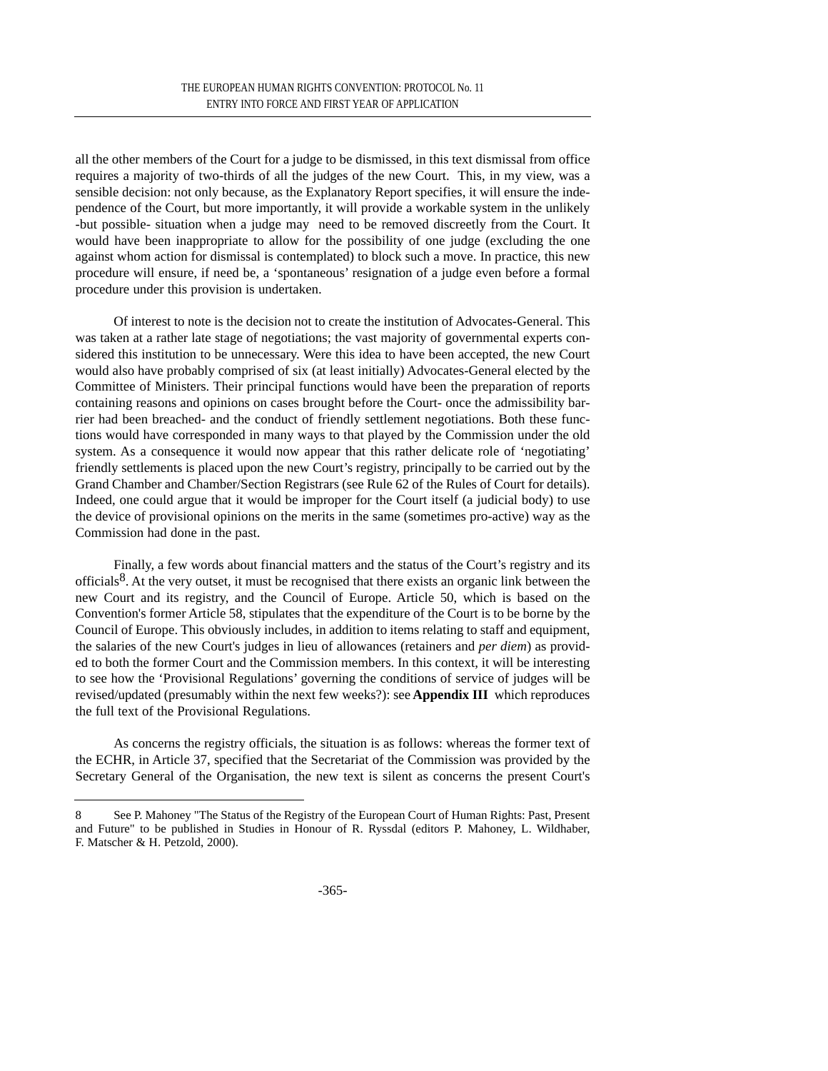all the other members of the Court for a judge to be dismissed, in this text dismissal from office requires a majority of two-thirds of all the judges of the new Court. This, in my view, was a sensible decision: not only because, as the Explanatory Report specifies, it will ensure the independence of the Court, but more importantly, it will provide a workable system in the unlikely -but possible- situation when a judge may need to be removed discreetly from the Court. It would have been inappropriate to allow for the possibility of one judge (excluding the one against whom action for dismissal is contemplated) to block such a move. In practice, this new procedure will ensure, if need be, a 'spontaneous' resignation of a judge even before a formal procedure under this provision is undertaken.

Of interest to note is the decision not to create the institution of Advocates-General. This was taken at a rather late stage of negotiations; the vast majority of governmental experts considered this institution to be unnecessary. Were this idea to have been accepted, the new Court would also have probably comprised of six (at least initially) Advocates-General elected by the Committee of Ministers. Their principal functions would have been the preparation of reports containing reasons and opinions on cases brought before the Court- once the admissibility barrier had been breached- and the conduct of friendly settlement negotiations. Both these functions would have corresponded in many ways to that played by the Commission under the old system. As a consequence it would now appear that this rather delicate role of 'negotiating' friendly settlements is placed upon the new Court's registry, principally to be carried out by the Grand Chamber and Chamber/Section Registrars (see Rule 62 of the Rules of Court for details). Indeed, one could argue that it would be improper for the Court itself (a judicial body) to use the device of provisional opinions on the merits in the same (sometimes pro-active) way as the Commission had done in the past.

Finally, a few words about financial matters and the status of the Court's registry and its officials[8]. At the very outset, it must be recognised that there exists an organic link between the new Court and its registry, and the Council of Europe. Article 50, which is based on the Convention's former Article 58, stipulates that the expenditure of the Court is to be borne by the Council of Europe. This obviously includes, in addition to items relating to staff and equipment, the salaries of the new Court's judges in lieu of allowances (retainers and *per diem*) as provided to both the former Court and the Commission members. In this context, it will be interesting to see how the 'Provisional Regulations' governing the conditions of service of judges will be revised/updated (presumably within the next few weeks?): see **Appendix III** which reproduces the full text of the Provisional Regulations.

As concerns the registry officials, the situation is as follows: whereas the former text of the ECHR, in Article 37, specified that the Secretariat of the Commission was provided by the Secretary General of the Organisation, the new text is silent as concerns the present Court's

---

8 See P. Mahoney "The Status of the Registry of the European Court of Human Rights: Past, Present and Future" to be published in Studies in Honour of R. Ryssdal (editors P. Mahoney, L. Wildhaber, F. Matscher & H. Petzold, 2000).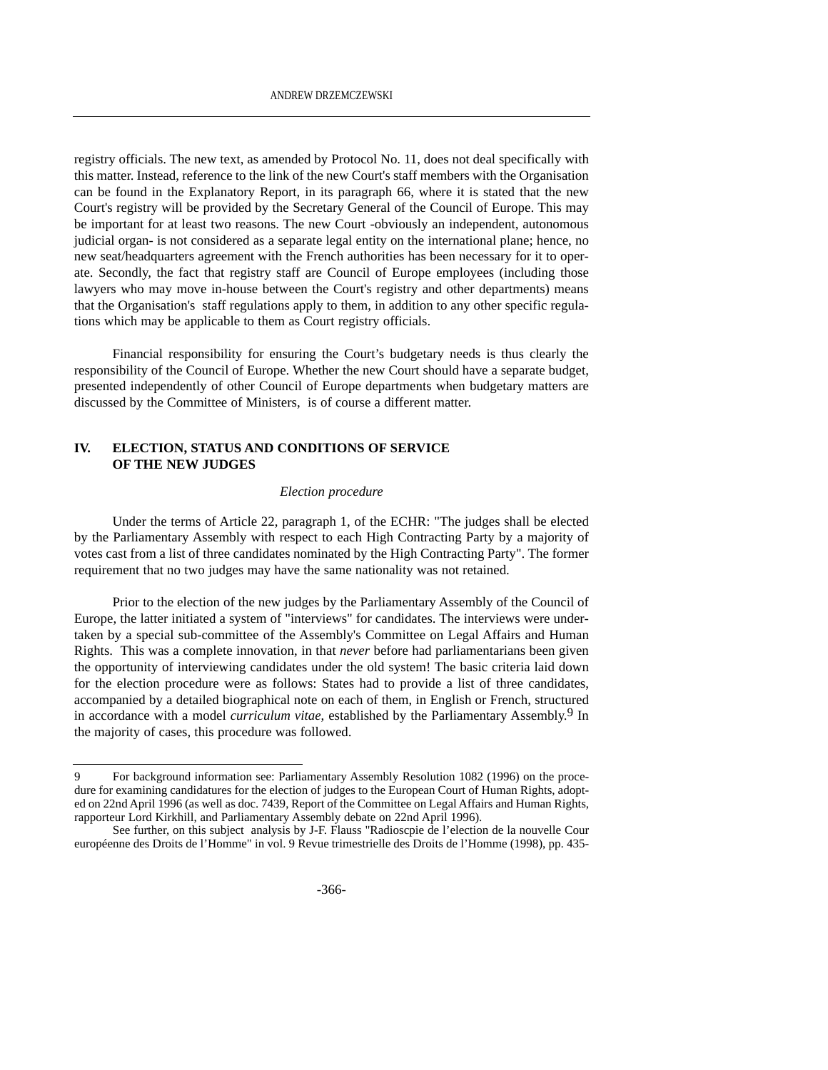registry officials. The new text, as amended by Protocol No. 11, does not deal specifically with this matter. Instead, reference to the link of the new Court's staff members with the Organisation can be found in the Explanatory Report, in its paragraph 66, where it is stated that the new Court's registry will be provided by the Secretary General of the Council of Europe. This may be important for at least two reasons. The new Court -obviously an independent, autonomous judicial organ- is not considered as a separate legal entity on the international plane; hence, no new seat/headquarters agreement with the French authorities has been necessary for it to operate. Secondly, the fact that registry staff are Council of Europe employees (including those lawyers who may move in-house between the Court's registry and other departments) means that the Organisation's staff regulations apply to them, in addition to any other specific regulations which may be applicable to them as Court registry officials.

Financial responsibility for ensuring the Court's budgetary needs is thus clearly the responsibility of the Council of Europe. Whether the new Court should have a separate budget, presented independently of other Council of Europe departments when budgetary matters are discussed by the Committee of Ministers, is of course a different matter.

## IV. ELECTION, STATUS AND CONDITIONS OF SERVICE OF THE NEW JUDGES

### *Election procedure*

Under the terms of Article 22, paragraph 1, of the ECHR: "The judges shall be elected by the Parliamentary Assembly with respect to each High Contracting Party by a majority of votes cast from a list of three candidates nominated by the High Contracting Party". The former requirement that no two judges may have the same nationality was not retained.

Prior to the election of the new judges by the Parliamentary Assembly of the Council of Europe, the latter initiated a system of "interviews" for candidates. The interviews were undertaken by a special sub-committee of the Assembly's Committee on Legal Affairs and Human Rights. This was a complete innovation, in that *never* before had parliamentarians been given the opportunity of interviewing candidates under the old system! The basic criteria laid down for the election procedure were as follows: States had to provide a list of three candidates, accompanied by a detailed biographical note on each of them, in English or French, structured in accordance with a model *curriculum vitae*, established by the Parliamentary Assembly.[9] In the majority of cases, this procedure was followed.

---

9 For background information see: Parliamentary Assembly Resolution 1082 (1996) on the procedure for examining candidatures for the election of judges to the European Court of Human Rights, adopted on 22nd April 1996 (as well as doc. 7439, Report of the Committee on Legal Affairs and Human Rights, rapporteur Lord Kirkhill, and Parliamentary Assembly debate on 22nd April 1996).

See further, on this subject analysis by J-F. Flauss "Radioscpie de l'election de la nouvelle Cour européenne des Droits de l'Homme" in vol. 9 Revue trimestrielle des Droits de l'Homme (1998), pp. 435-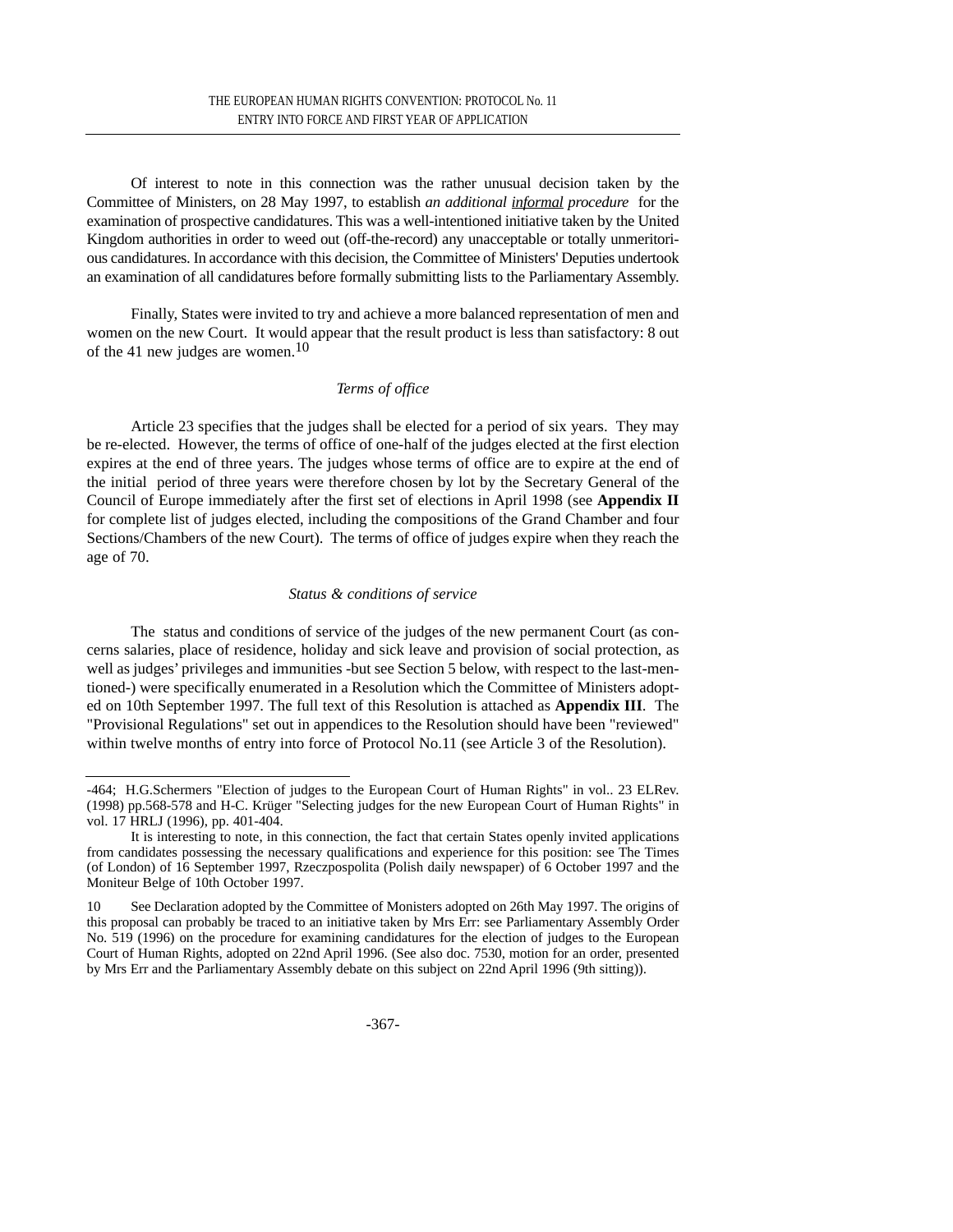Of interest to note in this connection was the rather unusual decision taken by the Committee of Ministers, on 28 May 1997, to establish *an additional informal procedure* for the examination of prospective candidatures. This was a well-intentioned initiative taken by the United Kingdom authorities in order to weed out (off-the-record) any unacceptable or totally unmeritorious candidatures. In accordance with this decision, the Committee of Ministers' Deputies undertook an examination of all candidatures before formally submitting lists to the Parliamentary Assembly.

Finally, States were invited to try and achieve a more balanced representation of men and women on the new Court. It would appear that the result product is less than satisfactory: 8 out of the 41 new judges are women.[10]

### *Terms of office*

Article 23 specifies that the judges shall be elected for a period of six years. They may be re-elected. However, the terms of office of one-half of the judges elected at the first election expires at the end of three years. The judges whose terms of office are to expire at the end of the initial period of three years were therefore chosen by lot by the Secretary General of the Council of Europe immediately after the first set of elections in April 1998 (see **Appendix II** for complete list of judges elected, including the compositions of the Grand Chamber and four Sections/Chambers of the new Court). The terms of office of judges expire when they reach the age of 70.

### *Status & conditions of service*

The status and conditions of service of the judges of the new permanent Court (as concerns salaries, place of residence, holiday and sick leave and provision of social protection, as well as judges' privileges and immunities -but see Section 5 below, with respect to the last-mentioned-) were specifically enumerated in a Resolution which the Committee of Ministers adopted on 10th September 1997. The full text of this Resolution is attached as **Appendix III**. The "Provisional Regulations" set out in appendices to the Resolution should have been "reviewed" within twelve months of entry into force of Protocol No.11 (see Article 3 of the Resolution).

---

-464; H.G.Schermers "Election of judges to the European Court of Human Rights" in vol.. 23 ELRev. (1998) pp.568-578 and H-C. Krüger "Selecting judges for the new European Court of Human Rights" in vol. 17 HRLJ (1996), pp. 401-404.

It is interesting to note, in this connection, the fact that certain States openly invited applications from candidates possessing the necessary qualifications and experience for this position: see The Times (of London) of 16 September 1997, Rzeczpospolita (Polish daily newspaper) of 6 October 1997 and the Moniteur Belge of 10th October 1997.

10 See Declaration adopted by the Committee of Monisters adopted on 26th May 1997. The origins of this proposal can probably be traced to an initiative taken by Mrs Err: see Parliamentary Assembly Order No. 519 (1996) on the procedure for examining candidatures for the election of judges to the European Court of Human Rights, adopted on 22nd April 1996. (See also doc. 7530, motion for an order, presented by Mrs Err and the Parliamentary Assembly debate on this subject on 22nd April 1996 (9th sitting)).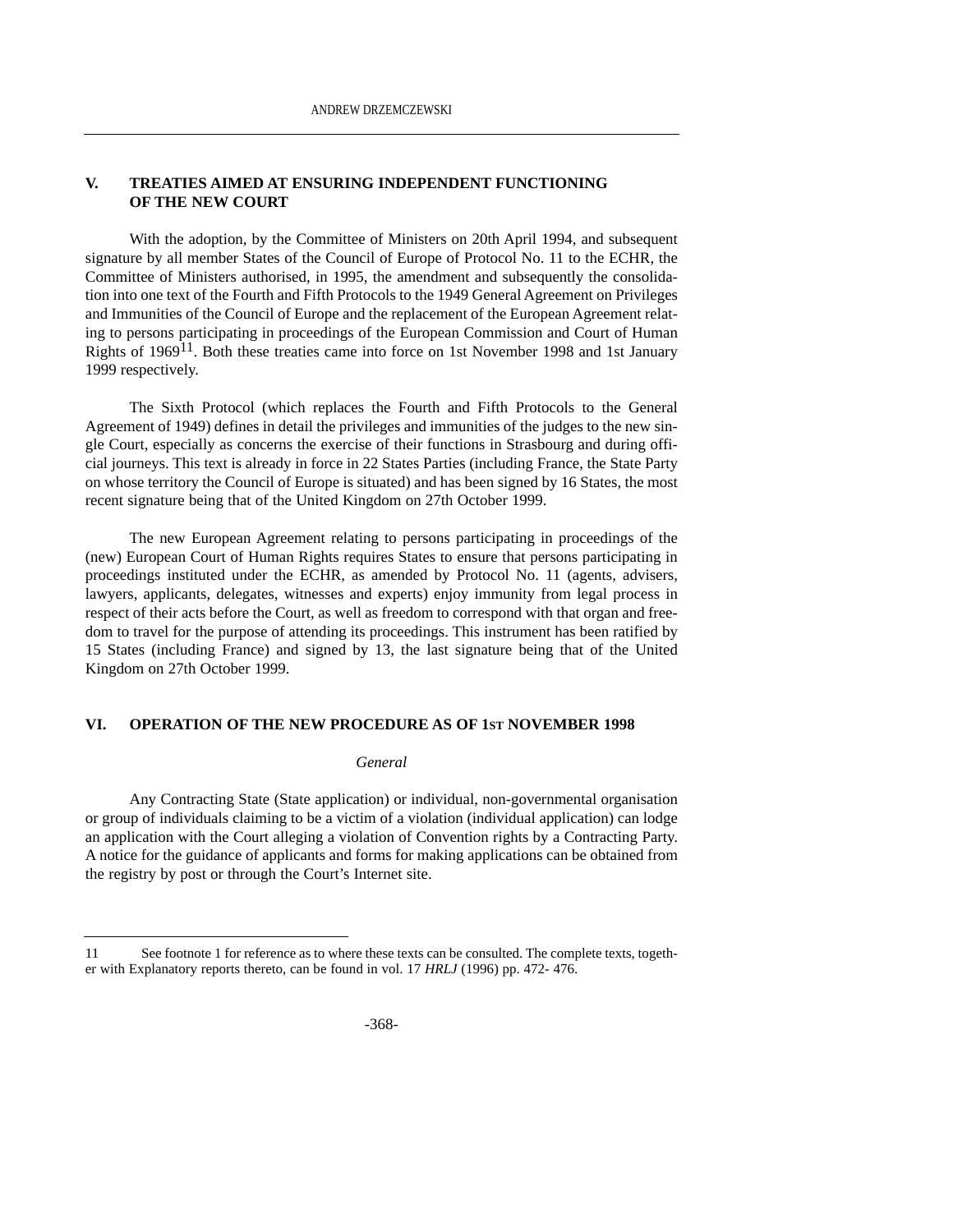## V. TREATIES AIMED AT ENSURING INDEPENDENT FUNCTIONING OF THE NEW COURT

With the adoption, by the Committee of Ministers on 20th April 1994, and subsequent signature by all member States of the Council of Europe of Protocol No. 11 to the ECHR, the Committee of Ministers authorised, in 1995, the amendment and subsequently the consolidation into one text of the Fourth and Fifth Protocols to the 1949 General Agreement on Privileges and Immunities of the Council of Europe and the replacement of the European Agreement relating to persons participating in proceedings of the European Commission and Court of Human Rights of 1969[11]. Both these treaties came into force on 1st November 1998 and 1st January 1999 respectively.

The Sixth Protocol (which replaces the Fourth and Fifth Protocols to the General Agreement of 1949) defines in detail the privileges and immunities of the judges to the new single Court, especially as concerns the exercise of their functions in Strasbourg and during official journeys. This text is already in force in 22 States Parties (including France, the State Party on whose territory the Council of Europe is situated) and has been signed by 16 States, the most recent signature being that of the United Kingdom on 27th October 1999.

The new European Agreement relating to persons participating in proceedings of the (new) European Court of Human Rights requires States to ensure that persons participating in proceedings instituted under the ECHR, as amended by Protocol No. 11 (agents, advisers, lawyers, applicants, delegates, witnesses and experts) enjoy immunity from legal process in respect of their acts before the Court, as well as freedom to correspond with that organ and freedom to travel for the purpose of attending its proceedings. This instrument has been ratified by 15 States (including France) and signed by 13, the last signature being that of the United Kingdom on 27th October 1999.

## VI. OPERATION OF THE NEW PROCEDURE AS OF 1ST NOVEMBER 1998

### *General*

Any Contracting State (State application) or individual, non-governmental organisation or group of individuals claiming to be a victim of a violation (individual application) can lodge an application with the Court alleging a violation of Convention rights by a Contracting Party. A notice for the guidance of applicants and forms for making applications can be obtained from the registry by post or through the Court's Internet site.

---

11 See footnote 1 for reference as to where these texts can be consulted. The complete texts, together with Explanatory reports thereto, can be found in vol. 17 *HRLJ* (1996) pp. 472- 476.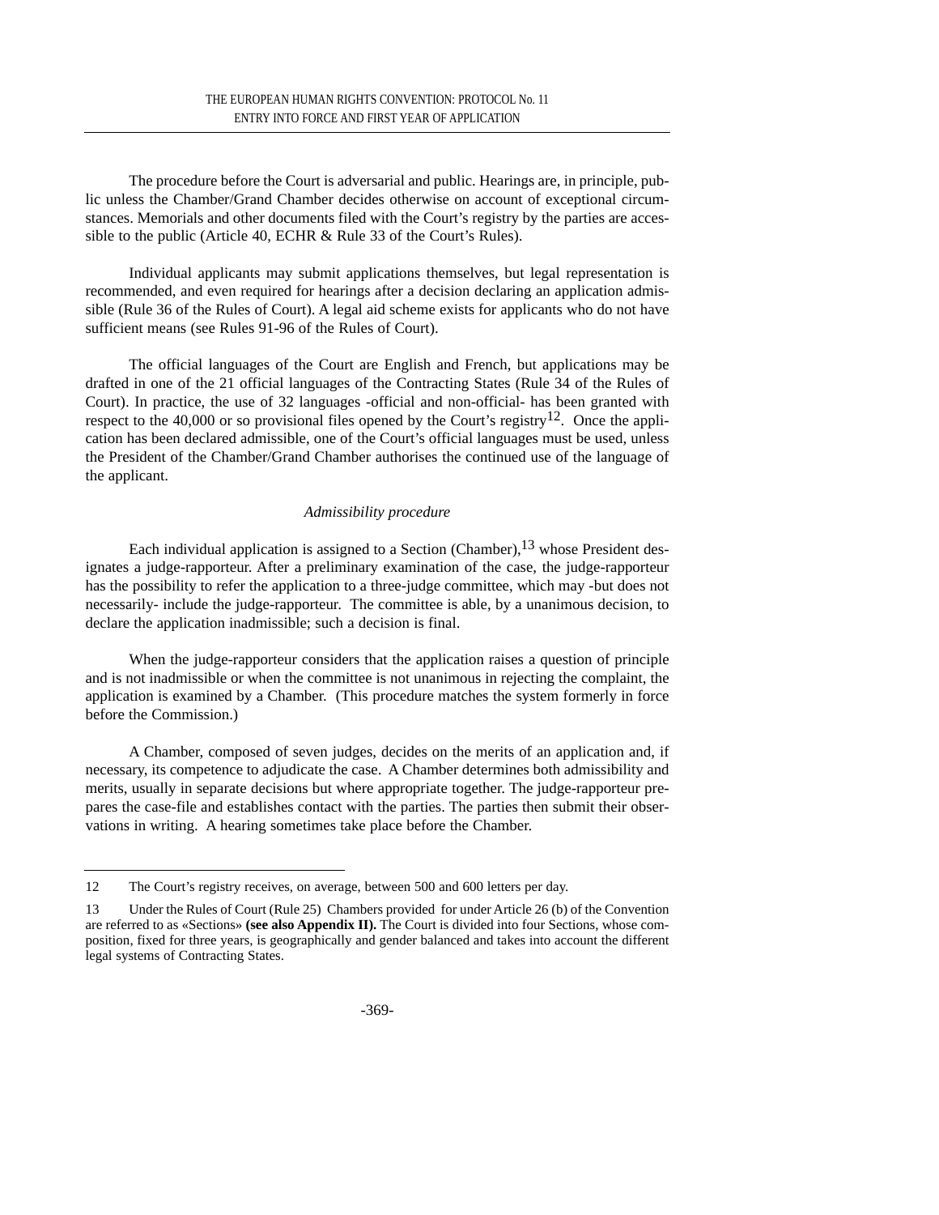The procedure before the Court is adversarial and public. Hearings are, in principle, public unless the Chamber/Grand Chamber decides otherwise on account of exceptional circumstances. Memorials and other documents filed with the Court's registry by the parties are accessible to the public (Article 40, ECHR & Rule 33 of the Court's Rules).

Individual applicants may submit applications themselves, but legal representation is recommended, and even required for hearings after a decision declaring an application admissible (Rule 36 of the Rules of Court). A legal aid scheme exists for applicants who do not have sufficient means (see Rules 91-96 of the Rules of Court).

The official languages of the Court are English and French, but applications may be drafted in one of the 21 official languages of the Contracting States (Rule 34 of the Rules of Court). In practice, the use of 32 languages -official and non-official- has been granted with respect to the 40,000 or so provisional files opened by the Court's registry[12]. Once the application has been declared admissible, one of the Court's official languages must be used, unless the President of the Chamber/Grand Chamber authorises the continued use of the language of the applicant.

*Admissibility procedure*

Each individual application is assigned to a Section (Chamber),[13] whose President designates a judge-rapporteur. After a preliminary examination of the case, the judge-rapporteur has the possibility to refer the application to a three-judge committee, which may -but does not necessarily- include the judge-rapporteur. The committee is able, by a unanimous decision, to declare the application inadmissible; such a decision is final.

When the judge-rapporteur considers that the application raises a question of principle and is not inadmissible or when the committee is not unanimous in rejecting the complaint, the application is examined by a Chamber. (This procedure matches the system formerly in force before the Commission.)

A Chamber, composed of seven judges, decides on the merits of an application and, if necessary, its competence to adjudicate the case. A Chamber determines both admissibility and merits, usually in separate decisions but where appropriate together. The judge-rapporteur prepares the case-file and establishes contact with the parties. The parties then submit their observations in writing. A hearing sometimes take place before the Chamber.

---

12 The Court's registry receives, on average, between 500 and 600 letters per day.

13 Under the Rules of Court (Rule 25) Chambers provided for under Article 26 (b) of the Convention are referred to as «Sections» **(see also Appendix II).** The Court is divided into four Sections, whose composition, fixed for three years, is geographically and gender balanced and takes into account the different legal systems of Contracting States.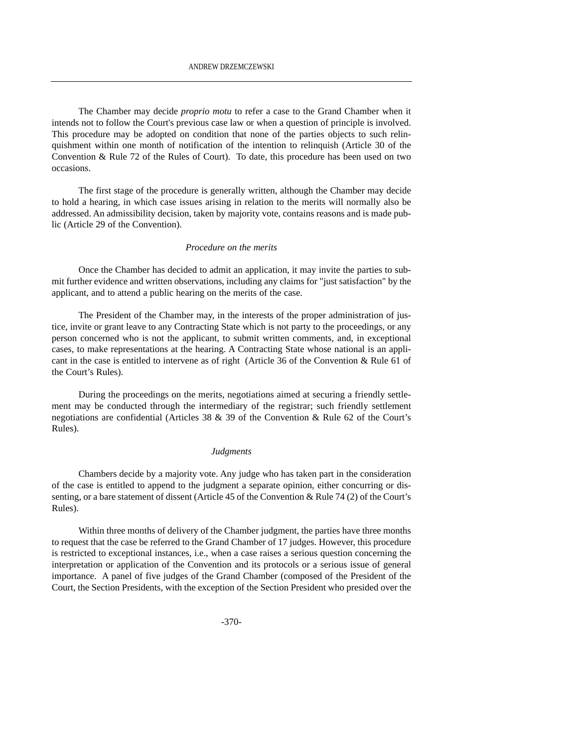The Chamber may decide *proprio motu* to refer a case to the Grand Chamber when it intends not to follow the Court's previous case law or when a question of principle is involved. This procedure may be adopted on condition that none of the parties objects to such relinquishment within one month of notification of the intention to relinquish (Article 30 of the Convention & Rule 72 of the Rules of Court). To date, this procedure has been used on two occasions.

The first stage of the procedure is generally written, although the Chamber may decide to hold a hearing, in which case issues arising in relation to the merits will normally also be addressed. An admissibility decision, taken by majority vote, contains reasons and is made public (Article 29 of the Convention).

### *Procedure on the merits*

Once the Chamber has decided to admit an application, it may invite the parties to submit further evidence and written observations, including any claims for "just satisfaction" by the applicant, and to attend a public hearing on the merits of the case.

The President of the Chamber may, in the interests of the proper administration of justice, invite or grant leave to any Contracting State which is not party to the proceedings, or any person concerned who is not the applicant, to submit written comments, and, in exceptional cases, to make representations at the hearing. A Contracting State whose national is an applicant in the case is entitled to intervene as of right (Article 36 of the Convention & Rule 61 of the Court's Rules).

During the proceedings on the merits, negotiations aimed at securing a friendly settlement may be conducted through the intermediary of the registrar; such friendly settlement negotiations are confidential (Articles 38 & 39 of the Convention & Rule 62 of the Court's Rules).

### *Judgments*

Chambers decide by a majority vote. Any judge who has taken part in the consideration of the case is entitled to append to the judgment a separate opinion, either concurring or dissenting, or a bare statement of dissent (Article 45 of the Convention & Rule 74 (2) of the Court's Rules).

Within three months of delivery of the Chamber judgment, the parties have three months to request that the case be referred to the Grand Chamber of 17 judges. However, this procedure is restricted to exceptional instances, i.e., when a case raises a serious question concerning the interpretation or application of the Convention and its protocols or a serious issue of general importance. A panel of five judges of the Grand Chamber (composed of the President of the Court, the Section Presidents, with the exception of the Section President who presided over the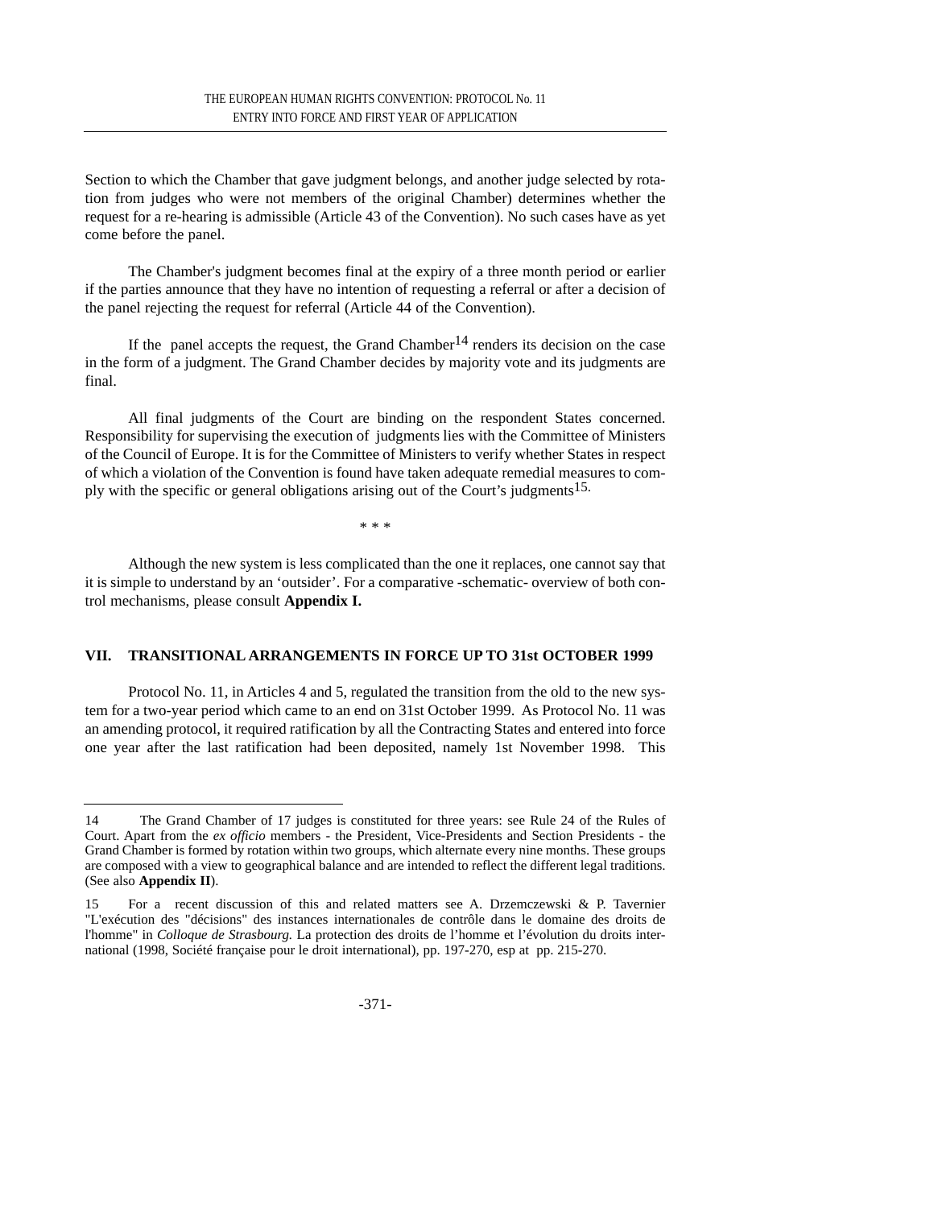Section to which the Chamber that gave judgment belongs, and another judge selected by rotation from judges who were not members of the original Chamber) determines whether the request for a re-hearing is admissible (Article 43 of the Convention). No such cases have as yet come before the panel.

The Chamber's judgment becomes final at the expiry of a three month period or earlier if the parties announce that they have no intention of requesting a referral or after a decision of the panel rejecting the request for referral (Article 44 of the Convention).

If the panel accepts the request, the Grand Chamber[14] renders its decision on the case in the form of a judgment. The Grand Chamber decides by majority vote and its judgments are final.

All final judgments of the Court are binding on the respondent States concerned. Responsibility for supervising the execution of judgments lies with the Committee of Ministers of the Council of Europe. It is for the Committee of Ministers to verify whether States in respect of which a violation of the Convention is found have taken adequate remedial measures to comply with the specific or general obligations arising out of the Court's judgments[15].

\* \* \*

Although the new system is less complicated than the one it replaces, one cannot say that it is simple to understand by an 'outsider'. For a comparative -schematic- overview of both control mechanisms, please consult **Appendix I.**

## VII. TRANSITIONAL ARRANGEMENTS IN FORCE UP TO 31st OCTOBER 1999

Protocol No. 11, in Articles 4 and 5, regulated the transition from the old to the new system for a two-year period which came to an end on 31st October 1999. As Protocol No. 11 was an amending protocol, it required ratification by all the Contracting States and entered into force one year after the last ratification had been deposited, namely 1st November 1998. This

---

14 The Grand Chamber of 17 judges is constituted for three years: see Rule 24 of the Rules of Court. Apart from the *ex officio* members - the President, Vice-Presidents and Section Presidents - the Grand Chamber is formed by rotation within two groups, which alternate every nine months. These groups are composed with a view to geographical balance and are intended to reflect the different legal traditions. (See also **Appendix II**).

15 For a recent discussion of this and related matters see A. Drzemczewski & P. Tavernier "L'exécution des "décisions" des instances internationales de contrôle dans le domaine des droits de l'homme" in *Colloque de Strasbourg.* La protection des droits de l'homme et l'évolution du droits international (1998, Société française pour le droit international), pp. 197-270, esp at pp. 215-270.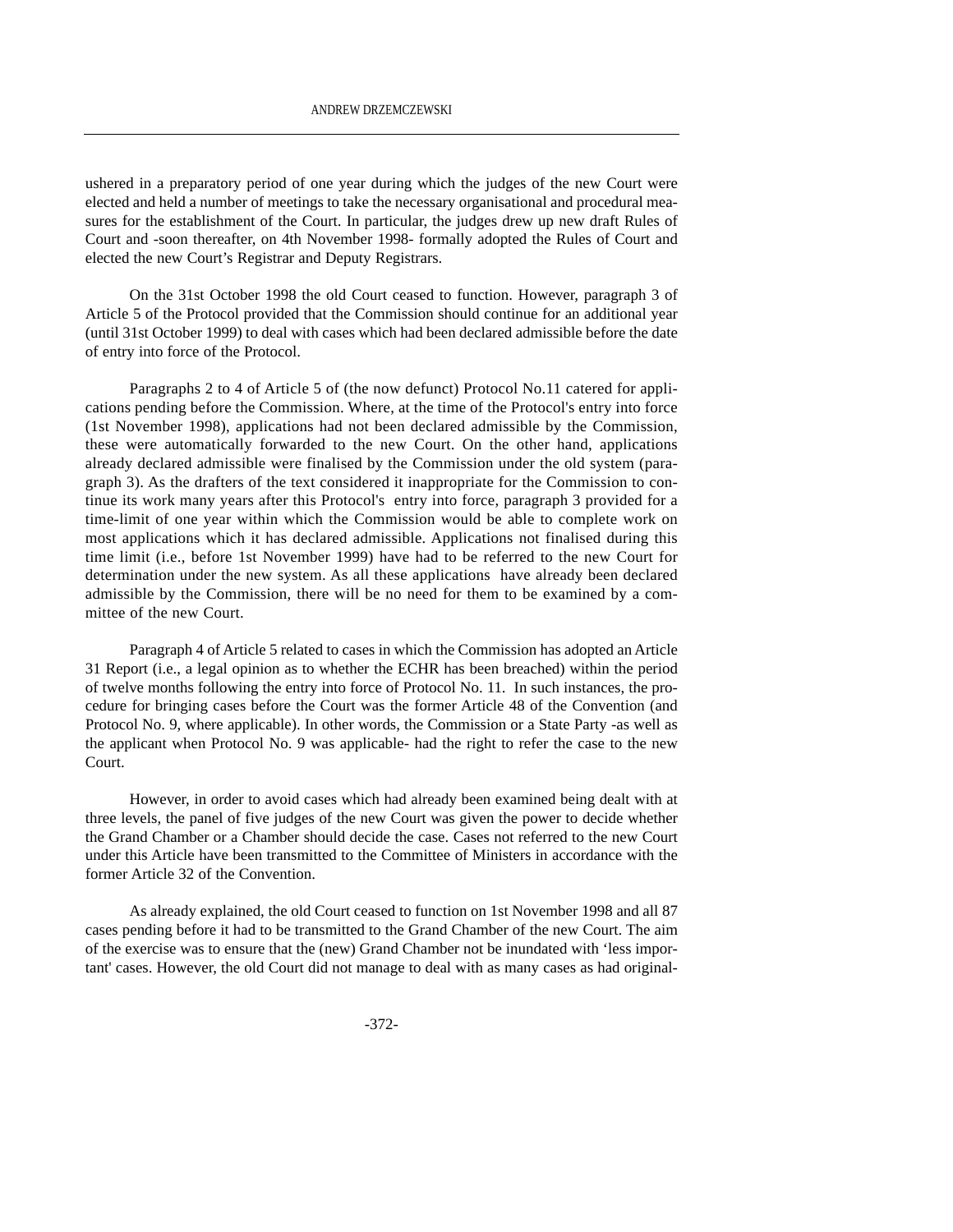ushered in a preparatory period of one year during which the judges of the new Court were elected and held a number of meetings to take the necessary organisational and procedural measures for the establishment of the Court. In particular, the judges drew up new draft Rules of Court and -soon thereafter, on 4th November 1998- formally adopted the Rules of Court and elected the new Court's Registrar and Deputy Registrars.

On the 31st October 1998 the old Court ceased to function. However, paragraph 3 of Article 5 of the Protocol provided that the Commission should continue for an additional year (until 31st October 1999) to deal with cases which had been declared admissible before the date of entry into force of the Protocol.

Paragraphs 2 to 4 of Article 5 of (the now defunct) Protocol No.11 catered for applications pending before the Commission. Where, at the time of the Protocol's entry into force (1st November 1998), applications had not been declared admissible by the Commission, these were automatically forwarded to the new Court. On the other hand, applications already declared admissible were finalised by the Commission under the old system (paragraph 3). As the drafters of the text considered it inappropriate for the Commission to continue its work many years after this Protocol's entry into force, paragraph 3 provided for a time-limit of one year within which the Commission would be able to complete work on most applications which it has declared admissible. Applications not finalised during this time limit (i.e., before 1st November 1999) have had to be referred to the new Court for determination under the new system. As all these applications have already been declared admissible by the Commission, there will be no need for them to be examined by a committee of the new Court.

Paragraph 4 of Article 5 related to cases in which the Commission has adopted an Article 31 Report (i.e., a legal opinion as to whether the ECHR has been breached) within the period of twelve months following the entry into force of Protocol No. 11. In such instances, the procedure for bringing cases before the Court was the former Article 48 of the Convention (and Protocol No. 9, where applicable). In other words, the Commission or a State Party -as well as the applicant when Protocol No. 9 was applicable- had the right to refer the case to the new Court.

However, in order to avoid cases which had already been examined being dealt with at three levels, the panel of five judges of the new Court was given the power to decide whether the Grand Chamber or a Chamber should decide the case. Cases not referred to the new Court under this Article have been transmitted to the Committee of Ministers in accordance with the former Article 32 of the Convention.

As already explained, the old Court ceased to function on 1st November 1998 and all 87 cases pending before it had to be transmitted to the Grand Chamber of the new Court. The aim of the exercise was to ensure that the (new) Grand Chamber not be inundated with 'less important' cases. However, the old Court did not manage to deal with as many cases as had original-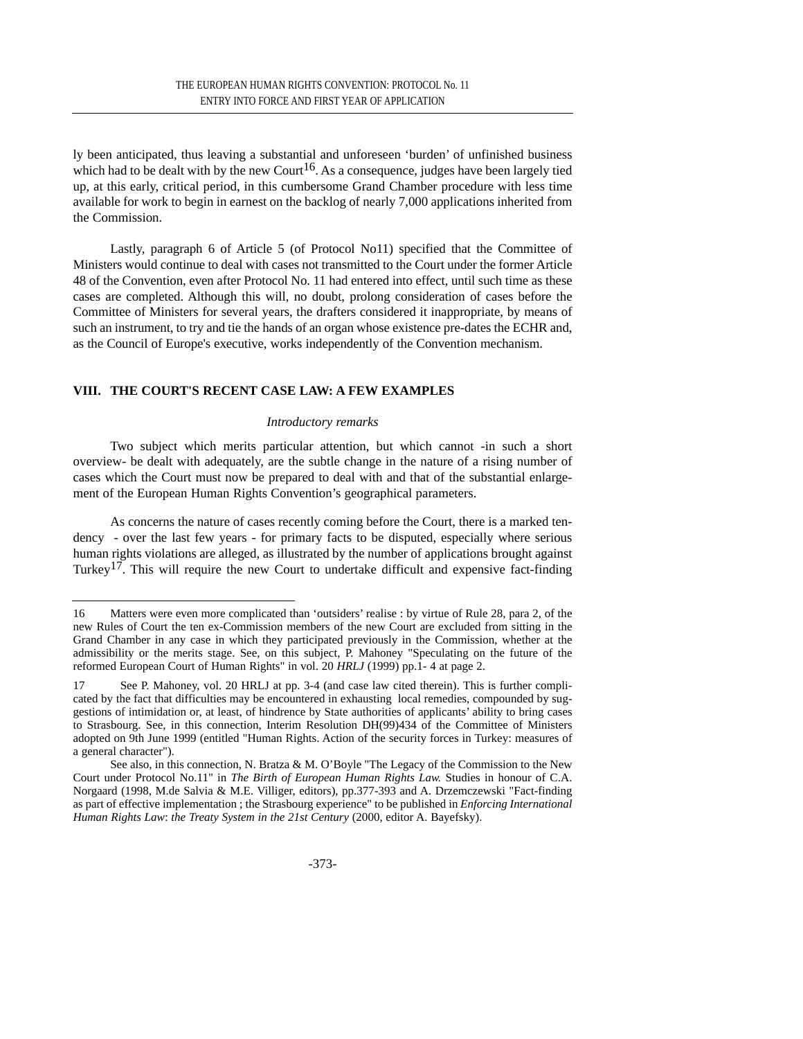ly been anticipated, thus leaving a substantial and unforeseen ‘burden’ of unfinished business which had to be dealt with by the new Court[16]. As a consequence, judges have been largely tied up, at this early, critical period, in this cumbersome Grand Chamber procedure with less time available for work to begin in earnest on the backlog of nearly 7,000 applications inherited from the Commission.

Lastly, paragraph 6 of Article 5 (of Protocol No11) specified that the Committee of Ministers would continue to deal with cases not transmitted to the Court under the former Article 48 of the Convention, even after Protocol No. 11 had entered into effect, until such time as these cases are completed. Although this will, no doubt, prolong consideration of cases before the Committee of Ministers for several years, the drafters considered it inappropriate, by means of such an instrument, to try and tie the hands of an organ whose existence pre-dates the ECHR and, as the Council of Europe's executive, works independently of the Convention mechanism.

## VIII. THE COURT'S RECENT CASE LAW: A FEW EXAMPLES

*Introductory remarks*

Two subject which merits particular attention, but which cannot -in such a short overview- be dealt with adequately, are the subtle change in the nature of a rising number of cases which the Court must now be prepared to deal with and that of the substantial enlargement of the European Human Rights Convention’s geographical parameters.

As concerns the nature of cases recently coming before the Court, there is a marked tendency - over the last few years - for primary facts to be disputed, especially where serious human rights violations are alleged, as illustrated by the number of applications brought against Turkey[17]. This will require the new Court to undertake difficult and expensive fact-finding

---

16 Matters were even more complicated than ‘outsiders’ realise : by virtue of Rule 28, para 2, of the new Rules of Court the ten ex-Commission members of the new Court are excluded from sitting in the Grand Chamber in any case in which they participated previously in the Commission, whether at the admissibility or the merits stage. See, on this subject, P. Mahoney "Speculating on the future of the reformed European Court of Human Rights" in vol. 20 *HRLJ* (1999) pp.1- 4 at page 2.

17 See P. Mahoney, vol. 20 HRLJ at pp. 3-4 (and case law cited therein). This is further complicated by the fact that difficulties may be encountered in exhausting local remedies, compounded by suggestions of intimidation or, at least, of hindrence by State authorities of applicants’ ability to bring cases to Strasbourg. See, in this connection, Interim Resolution DH(99)434 of the Committee of Ministers adopted on 9th June 1999 (entitled "Human Rights. Action of the security forces in Turkey: measures of a general character").

See also, in this connection, N. Bratza & M. O’Boyle "The Legacy of the Commission to the New Court under Protocol No.11" in *The Birth of European Human Rights Law.* Studies in honour of C.A. Norgaard (1998, M.de Salvia & M.E. Villiger, editors), pp.377-393 and A. Drzemczewski "Fact-finding as part of effective implementation ; the Strasbourg experience" to be published in *Enforcing International Human Rights Law*: *the Treaty System in the 21st Century* (2000, editor A. Bayefsky).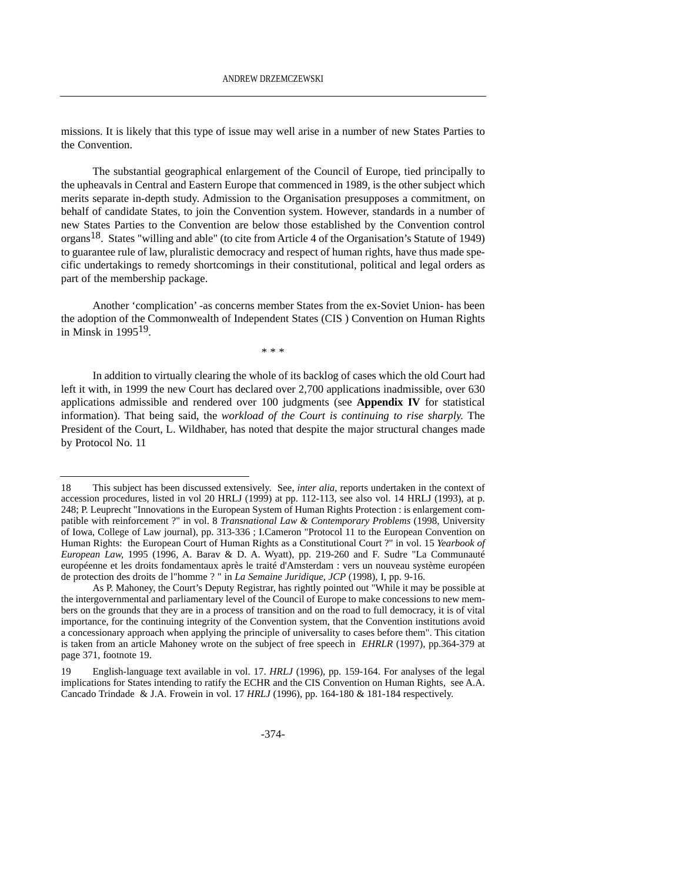missions. It is likely that this type of issue may well arise in a number of new States Parties to the Convention.

The substantial geographical enlargement of the Council of Europe, tied principally to the upheavals in Central and Eastern Europe that commenced in 1989, is the other subject which merits separate in-depth study. Admission to the Organisation presupposes a commitment, on behalf of candidate States, to join the Convention system. However, standards in a number of new States Parties to the Convention are below those established by the Convention control organs[18]. States "willing and able" (to cite from Article 4 of the Organisation's Statute of 1949) to guarantee rule of law, pluralistic democracy and respect of human rights, have thus made specific undertakings to remedy shortcomings in their constitutional, political and legal orders as part of the membership package.

Another 'complication' -as concerns member States from the ex-Soviet Union- has been the adoption of the Commonwealth of Independent States (CIS ) Convention on Human Rights in Minsk in 1995[19].

\* \* \*

In addition to virtually clearing the whole of its backlog of cases which the old Court had left it with, in 1999 the new Court has declared over 2,700 applications inadmissible, over 630 applications admissible and rendered over 100 judgments (see **Appendix IV** for statistical information). That being said, the *workload of the Court is continuing to rise sharply.* The President of the Court, L. Wildhaber, has noted that despite the major structural changes made by Protocol No. 11

---

18 This subject has been discussed extensively. See, *inter alia*, reports undertaken in the context of accession procedures, listed in vol 20 HRLJ (1999) at pp. 112-113, see also vol. 14 HRLJ (1993), at p. 248; P. Leuprecht "Innovations in the European System of Human Rights Protection : is enlargement compatible with reinforcement ?" in vol. 8 *Transnational Law & Contemporary Problems* (1998, University of Iowa, College of Law journal), pp. 313-336 ; I.Cameron "Protocol 11 to the European Convention on Human Rights: the European Court of Human Rights as a Constitutional Court ?" in vol. 15 *Yearbook of European Law*, 1995 (1996, A. Barav & D. A. Wyatt), pp. 219-260 and F. Sudre "La Communauté européenne et les droits fondamentaux après le traité d'Amsterdam : vers un nouveau système européen de protection des droits de l''homme ? " in *La Semaine Juridique, JCP* (1998), I, pp. 9-16.

As P. Mahoney, the Court's Deputy Registrar, has rightly pointed out "While it may be possible at the intergovernmental and parliamentary level of the Council of Europe to make concessions to new members on the grounds that they are in a process of transition and on the road to full democracy, it is of vital importance, for the continuing integrity of the Convention system, that the Convention institutions avoid a concessionary approach when applying the principle of universality to cases before them". This citation is taken from an article Mahoney wrote on the subject of free speech in *EHRLR* (1997), pp.364-379 at page 371, footnote 19.

19 English-language text available in vol. 17. *HRLJ* (1996), pp. 159-164. For analyses of the legal implications for States intending to ratify the ECHR and the CIS Convention on Human Rights, see A.A. Cancado Trindade & J.A. Frowein in vol. 17 *HRLJ* (1996), pp. 164-180 & 181-184 respectively.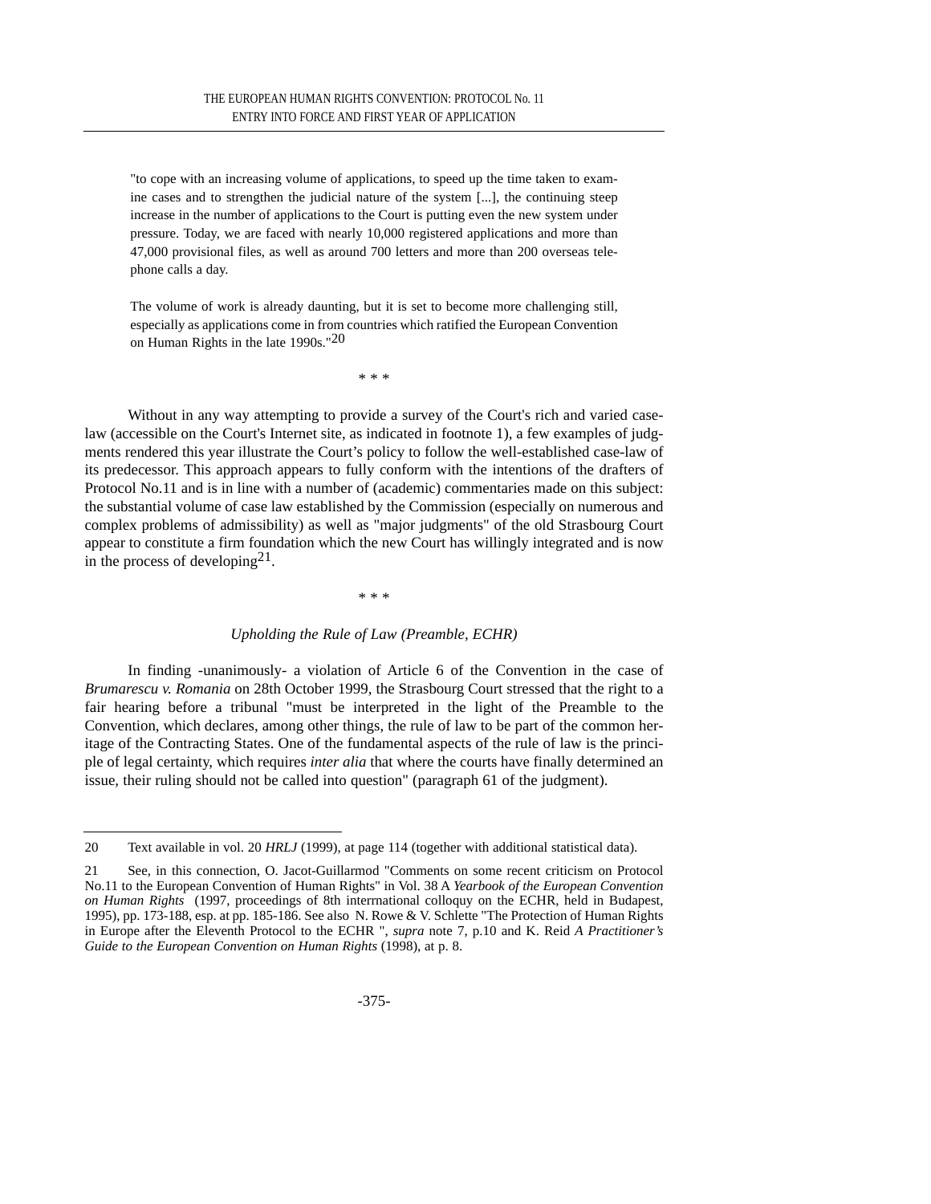> "to cope with an increasing volume of applications, to speed up the time taken to examine cases and to strengthen the judicial nature of the system [...], the continuing steep increase in the number of applications to the Court is putting even the new system under pressure. Today, we are faced with nearly 10,000 registered applications and more than 47,000 provisional files, as well as around 700 letters and more than 200 overseas telephone calls a day.
>
> The volume of work is already daunting, but it is set to become more challenging still, especially as applications come in from countries which ratified the European Convention on Human Rights in the late 1990s."[20]

\* \* \*

Without in any way attempting to provide a survey of the Court's rich and varied case-law (accessible on the Court's Internet site, as indicated in footnote 1), a few examples of judgments rendered this year illustrate the Court's policy to follow the well-established case-law of its predecessor. This approach appears to fully conform with the intentions of the drafters of Protocol No.11 and is in line with a number of (academic) commentaries made on this subject: the substantial volume of case law established by the Commission (especially on numerous and complex problems of admissibility) as well as "major judgments" of the old Strasbourg Court appear to constitute a firm foundation which the new Court has willingly integrated and is now in the process of developing[21].

\* \* \*

*Upholding the Rule of Law (Preamble, ECHR)*

In finding -unanimously- a violation of Article 6 of the Convention in the case of *Brumarescu v. Romania* on 28th October 1999, the Strasbourg Court stressed that the right to a fair hearing before a tribunal "must be interpreted in the light of the Preamble to the Convention, which declares, among other things, the rule of law to be part of the common heritage of the Contracting States. One of the fundamental aspects of the rule of law is the principle of legal certainty, which requires *inter alia* that where the courts have finally determined an issue, their ruling should not be called into question" (paragraph 61 of the judgment).

---

20 Text available in vol. 20 *HRLJ* (1999), at page 114 (together with additional statistical data).

21 See, in this connection, O. Jacot-Guillarmod "Comments on some recent criticism on Protocol No.11 to the European Convention of Human Rights" in Vol. 38 A *Yearbook of the European Convention on Human Rights* (1997, proceedings of 8th interrnational colloquy on the ECHR, held in Budapest, 1995), pp. 173-188, esp. at pp. 185-186. See also N. Rowe & V. Schlette "The Protection of Human Rights in Europe after the Eleventh Protocol to the ECHR ", *supra* note 7, p.10 and K. Reid *A Practitioner's Guide to the European Convention on Human Rights* (1998), at p. 8.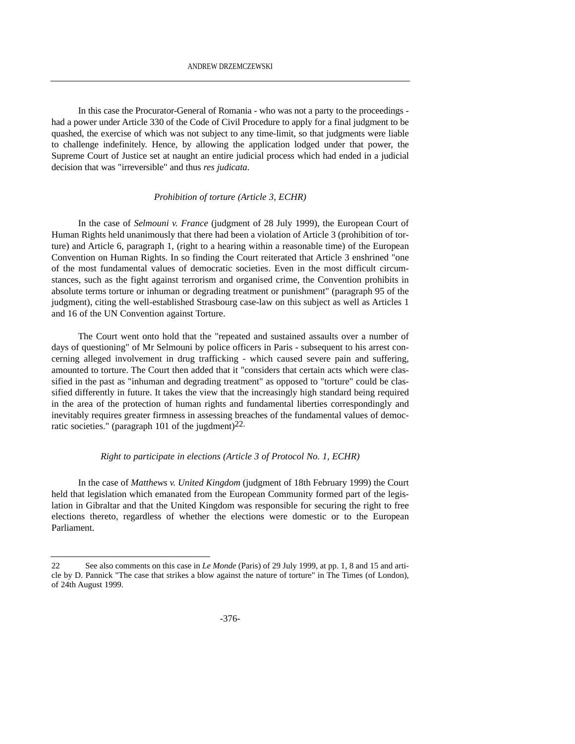In this case the Procurator-General of Romania - who was not a party to the proceedings - had a power under Article 330 of the Code of Civil Procedure to apply for a final judgment to be quashed, the exercise of which was not subject to any time-limit, so that judgments were liable to challenge indefinitely. Hence, by allowing the application lodged under that power, the Supreme Court of Justice set at naught an entire judicial process which had ended in a judicial decision that was "irreversible" and thus *res judicata*.

*Prohibition of torture (Article 3, ECHR)*

In the case of *Selmouni v. France* (judgment of 28 July 1999), the European Court of Human Rights held unanimously that there had been a violation of Article 3 (prohibition of torture) and Article 6, paragraph 1, (right to a hearing within a reasonable time) of the European Convention on Human Rights. In so finding the Court reiterated that Article 3 enshrined "one of the most fundamental values of democratic societies. Even in the most difficult circumstances, such as the fight against terrorism and organised crime, the Convention prohibits in absolute terms torture or inhuman or degrading treatment or punishment" (paragraph 95 of the judgment), citing the well-established Strasbourg case-law on this subject as well as Articles 1 and 16 of the UN Convention against Torture.

The Court went onto hold that the "repeated and sustained assaults over a number of days of questioning" of Mr Selmouni by police officers in Paris - subsequent to his arrest concerning alleged involvement in drug trafficking - which caused severe pain and suffering, amounted to torture. The Court then added that it "considers that certain acts which were classified in the past as "inhuman and degrading treatment" as opposed to "torture" could be classified differently in future. It takes the view that the increasingly high standard being required in the area of the protection of human rights and fundamental liberties correspondingly and inevitably requires greater firmness in assessing breaches of the fundamental values of democratic societies." (paragraph 101 of the jugdment)[22].

*Right to participate in elections (Article 3 of Protocol No. 1, ECHR)*

In the case of *Matthews v. United Kingdom* (judgment of 18th February 1999) the Court held that legislation which emanated from the European Community formed part of the legislation in Gibraltar and that the United Kingdom was responsible for securing the right to free elections thereto, regardless of whether the elections were domestic or to the European Parliament.

---

22 See also comments on this case in *Le Monde* (Paris) of 29 July 1999, at pp. 1, 8 and 15 and article by D. Pannick "The case that strikes a blow against the nature of torture" in The Times (of London), of 24th August 1999.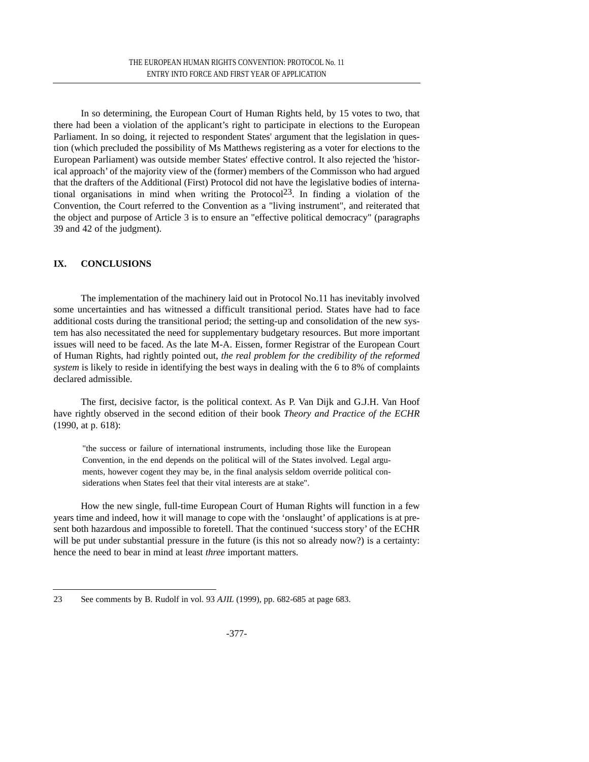In so determining, the European Court of Human Rights held, by 15 votes to two, that there had been a violation of the applicant's right to participate in elections to the European Parliament. In so doing, it rejected to respondent States' argument that the legislation in question (which precluded the possibility of Ms Matthews registering as a voter for elections to the European Parliament) was outside member States' effective control. It also rejected the 'historical approach' of the majority view of the (former) members of the Commisson who had argued that the drafters of the Additional (First) Protocol did not have the legislative bodies of international organisations in mind when writing the Protocol[23]. In finding a violation of the Convention, the Court referred to the Convention as a "living instrument", and reiterated that the object and purpose of Article 3 is to ensure an "effective political democracy" (paragraphs 39 and 42 of the judgment).

## IX. CONCLUSIONS

The implementation of the machinery laid out in Protocol No.11 has inevitably involved some uncertainties and has witnessed a difficult transitional period. States have had to face additional costs during the transitional period; the setting-up and consolidation of the new system has also necessitated the need for supplementary budgetary resources. But more important issues will need to be faced. As the late M-A. Eissen, former Registrar of the European Court of Human Rights, had rightly pointed out, *the real problem for the credibility of the reformed system* is likely to reside in identifying the best ways in dealing with the 6 to 8% of complaints declared admissible.

The first, decisive factor, is the political context. As P. Van Dijk and G.J.H. Van Hoof have rightly observed in the second edition of their book *Theory and Practice of the ECHR* (1990, at p. 618):

> "the success or failure of international instruments, including those like the European Convention, in the end depends on the political will of the States involved. Legal arguments, however cogent they may be, in the final analysis seldom override political considerations when States feel that their vital interests are at stake".

How the new single, full-time European Court of Human Rights will function in a few years time and indeed, how it will manage to cope with the 'onslaught' of applications is at present both hazardous and impossible to foretell. That the continued 'success story' of the ECHR will be put under substantial pressure in the future (is this not so already now?) is a certainty: hence the need to bear in mind at least *three* important matters.

---

23 See comments by B. Rudolf in vol. 93 *AJIL* (1999), pp. 682-685 at page 683.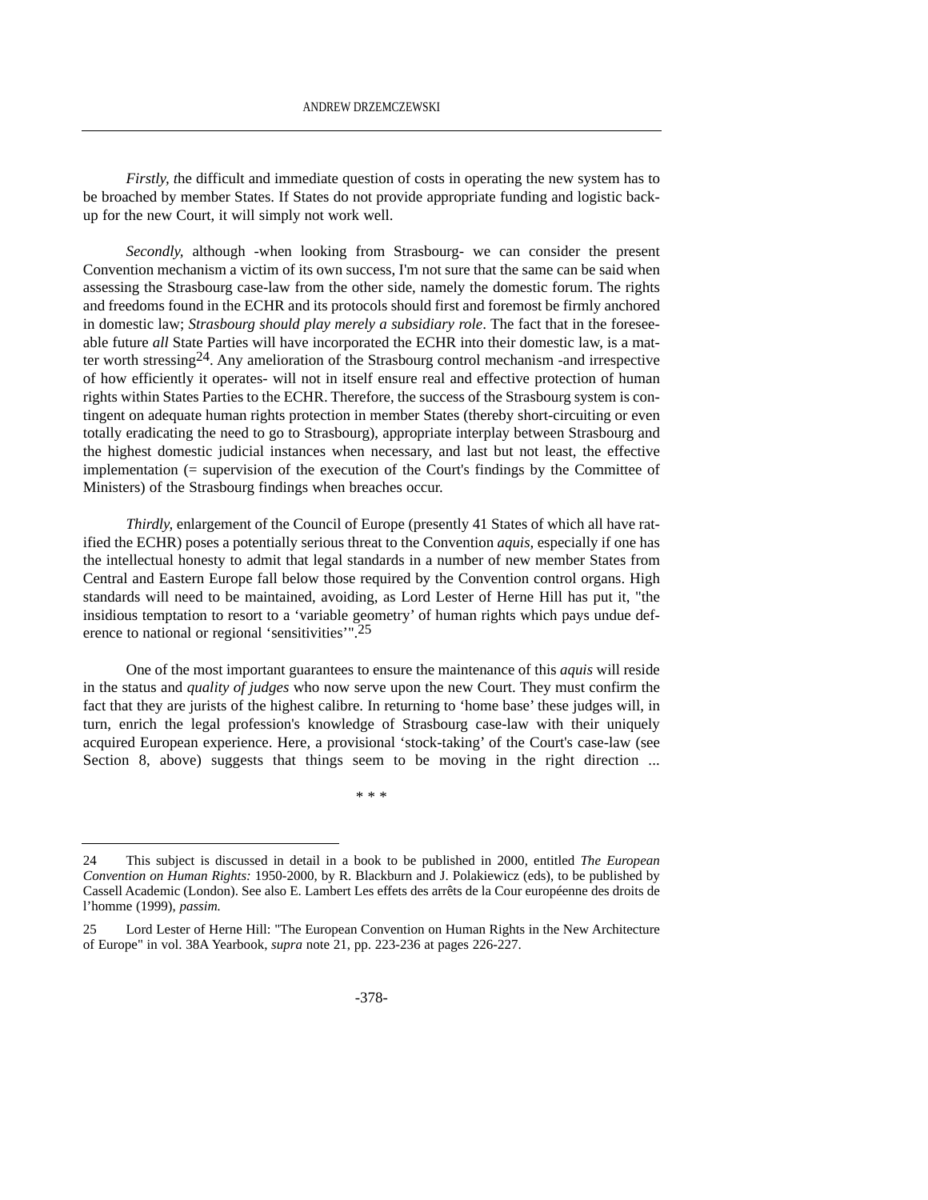*Firstly, t*he difficult and immediate question of costs in operating the new system has to be broached by member States. If States do not provide appropriate funding and logistic back-up for the new Court, it will simply not work well.

*Secondly,* although -when looking from Strasbourg- we can consider the present Convention mechanism a victim of its own success, I'm not sure that the same can be said when assessing the Strasbourg case-law from the other side, namely the domestic forum. The rights and freedoms found in the ECHR and its protocols should first and foremost be firmly anchored in domestic law; *Strasbourg should play merely a subsidiary role*. The fact that in the foreseeable future *all* State Parties will have incorporated the ECHR into their domestic law, is a matter worth stressing[24]. Any amelioration of the Strasbourg control mechanism -and irrespective of how efficiently it operates- will not in itself ensure real and effective protection of human rights within States Parties to the ECHR. Therefore, the success of the Strasbourg system is contingent on adequate human rights protection in member States (thereby short-circuiting or even totally eradicating the need to go to Strasbourg), appropriate interplay between Strasbourg and the highest domestic judicial instances when necessary, and last but not least, the effective implementation (= supervision of the execution of the Court's findings by the Committee of Ministers) of the Strasbourg findings when breaches occur.

*Thirdly,* enlargement of the Council of Europe (presently 41 States of which all have ratified the ECHR) poses a potentially serious threat to the Convention *aquis*, especially if one has the intellectual honesty to admit that legal standards in a number of new member States from Central and Eastern Europe fall below those required by the Convention control organs. High standards will need to be maintained, avoiding, as Lord Lester of Herne Hill has put it, "the insidious temptation to resort to a 'variable geometry' of human rights which pays undue deference to national or regional 'sensitivities'".[25]

One of the most important guarantees to ensure the maintenance of this *aquis* will reside in the status and *quality of judges* who now serve upon the new Court. They must confirm the fact that they are jurists of the highest calibre. In returning to 'home base' these judges will, in turn, enrich the legal profession's knowledge of Strasbourg case-law with their uniquely acquired European experience. Here, a provisional 'stock-taking' of the Court's case-law (see Section 8, above) suggests that things seem to be moving in the right direction ...

\* \* \*

---

24 This subject is discussed in detail in a book to be published in 2000, entitled *The European Convention on Human Rights:* 1950-2000, by R. Blackburn and J. Polakiewicz (eds), to be published by Cassell Academic (London). See also E. Lambert Les effets des arrêts de la Cour européenne des droits de l'homme (1999), *passim.*

25 Lord Lester of Herne Hill: "The European Convention on Human Rights in the New Architecture of Europe" in vol. 38A Yearbook, *supra* note 21, pp. 223-236 at pages 226-227.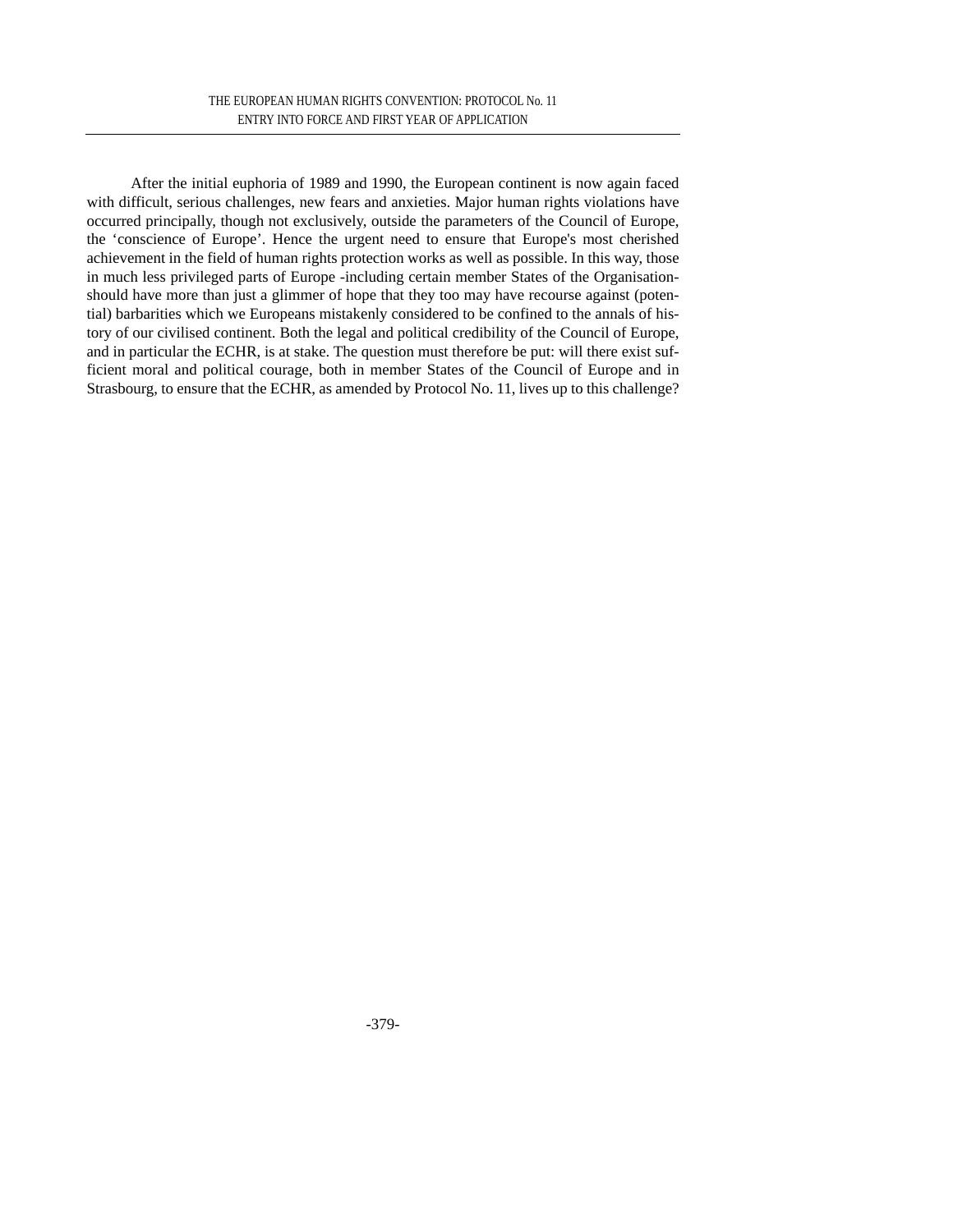After the initial euphoria of 1989 and 1990, the European continent is now again faced with difficult, serious challenges, new fears and anxieties. Major human rights violations have occurred principally, though not exclusively, outside the parameters of the Council of Europe, the 'conscience of Europe'. Hence the urgent need to ensure that Europe's most cherished achievement in the field of human rights protection works as well as possible. In this way, those in much less privileged parts of Europe -including certain member States of the Organisation- should have more than just a glimmer of hope that they too may have recourse against (potential) barbarities which we Europeans mistakenly considered to be confined to the annals of history of our civilised continent. Both the legal and political credibility of the Council of Europe, and in particular the ECHR, is at stake. The question must therefore be put: will there exist sufficient moral and political courage, both in member States of the Council of Europe and in Strasbourg, to ensure that the ECHR, as amended by Protocol No. 11, lives up to this challenge?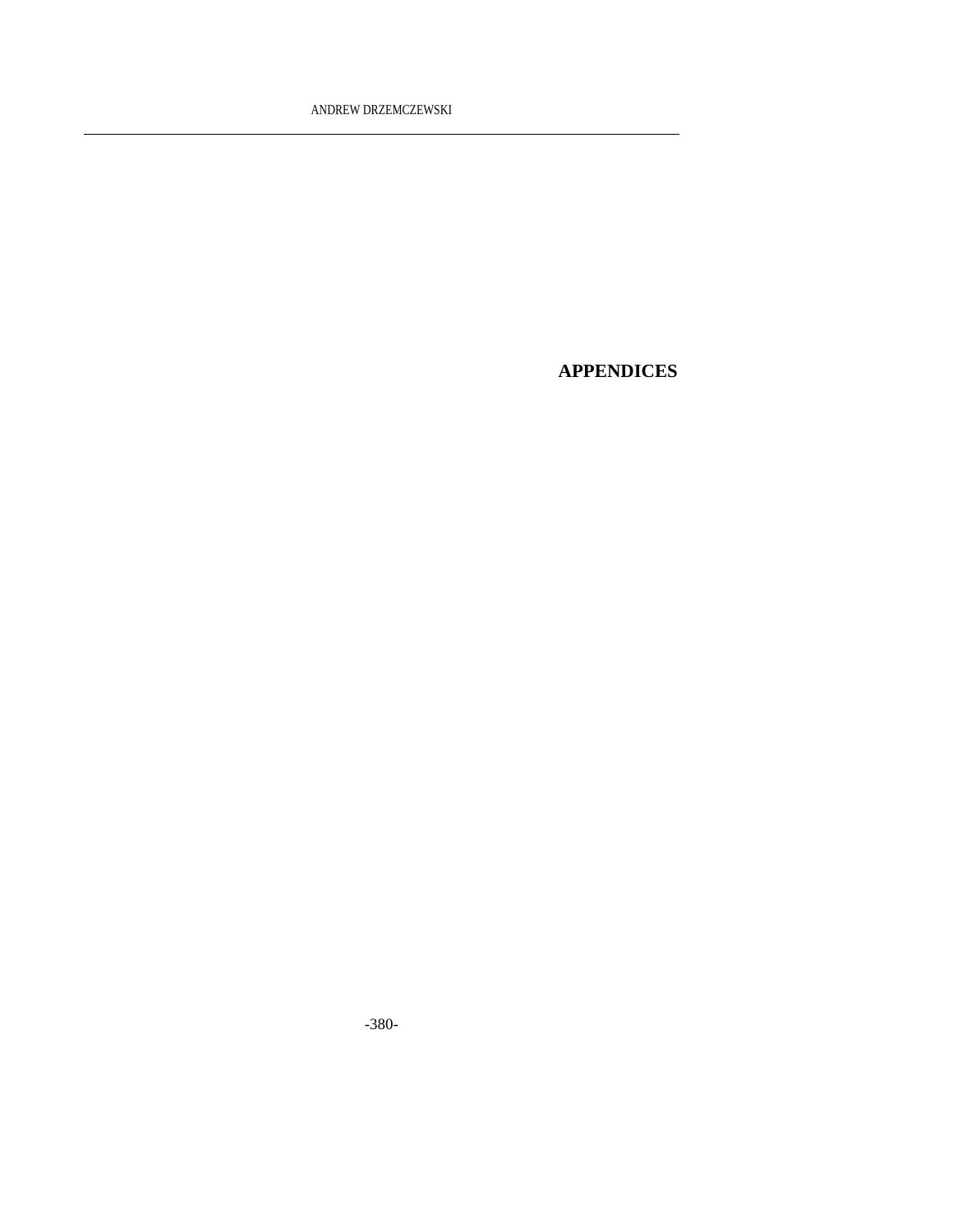# APPENDICES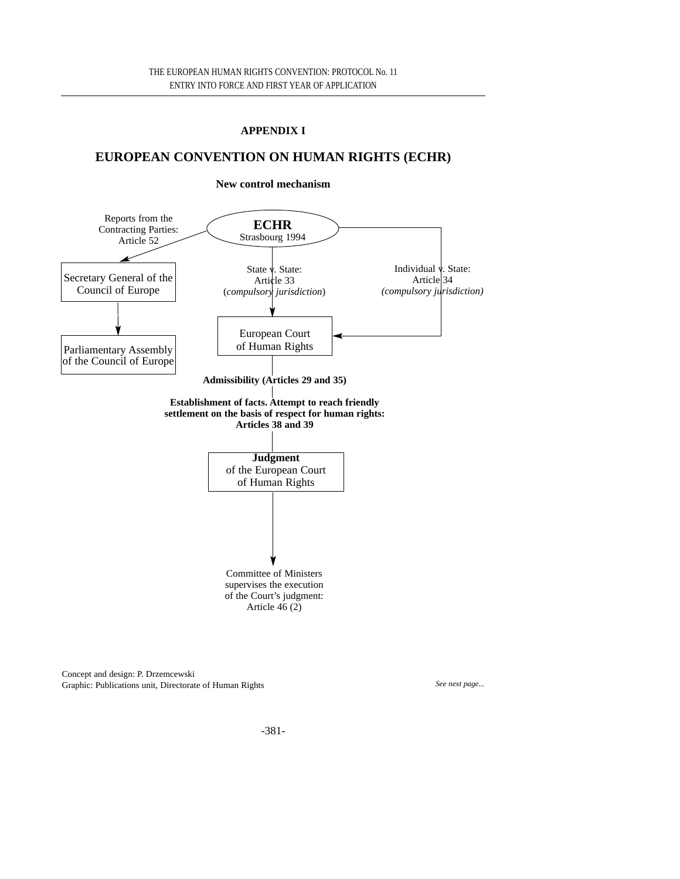## APPENDIX I

# EUROPEAN CONVENTION ON HUMAN RIGHTS (ECHR)

### New control mechanism

**ECHR**
Strasbourg 1994

Reports from the Contracting Parties: Article 52

Secretary General of the Council of Europe

Parliamentary Assembly of the Council of Europe

State v. State: Article 33 (*compulsory jurisdiction*)

Individual v. State: Article 34 *(compulsory jurisdiction)*

European Court of Human Rights

**Admissibility (Articles 29 and 35)**

**Establishment of facts. Attempt to reach friendly settlement on the basis of respect for human rights: Articles 38 and 39**

**Judgment** of the European Court of Human Rights

Committee of Ministers supervises the execution of the Court's judgment: Article 46 (2)

Concept and design: P. Drzemcewski
Graphic: Publications unit, Directorate of Human Rights

*See next page...*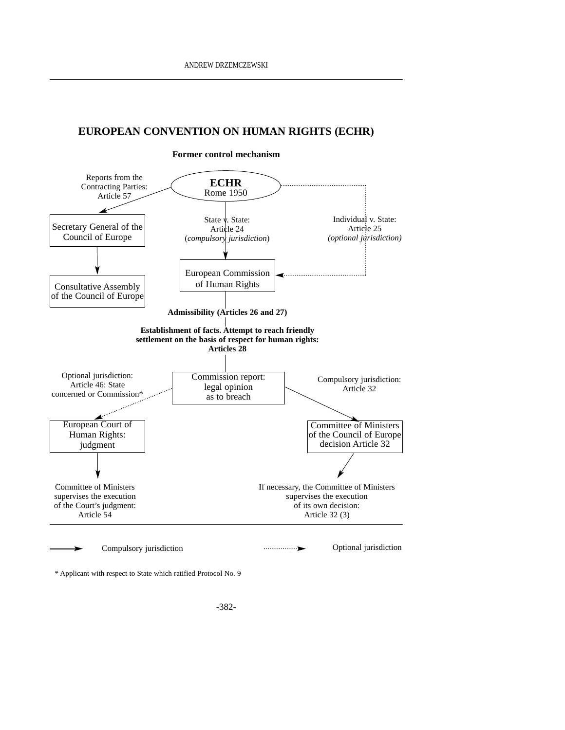# EUROPEAN CONVENTION ON HUMAN RIGHTS (ECHR)

**Former control mechanism**

**ECHR**
Rome 1950

Reports from the Contracting Parties: Article 57

Secretary General of the Council of Europe

Consultative Assembly of the Council of Europe

State v. State: Article 24 (*compulsory jurisdiction*)

Individual v. State: Article 25 *(optional jurisdiction)*

European Commission of Human Rights

**Admissibility (Articles 26 and 27)**

**Establishment of facts. Attempt to reach friendly settlement on the basis of respect for human rights: Articles 28**

Commission report: legal opinion as to breach

Optional jurisdiction: Article 46: State concerned or Commission*

Compulsory jurisdiction: Article 32

European Court of Human Rights: judgment

Committee of Ministers of the Council of Europe decision Article 32

Committee of Ministers supervises the execution of the Court's judgment: Article 54

If necessary, the Committee of Ministers supervises the execution of its own decision: Article 32 (3)

Compulsory jurisdiction (solid arrow) — Optional jurisdiction (dotted arrow)

\* Applicant with respect to State which ratified Protocol No. 9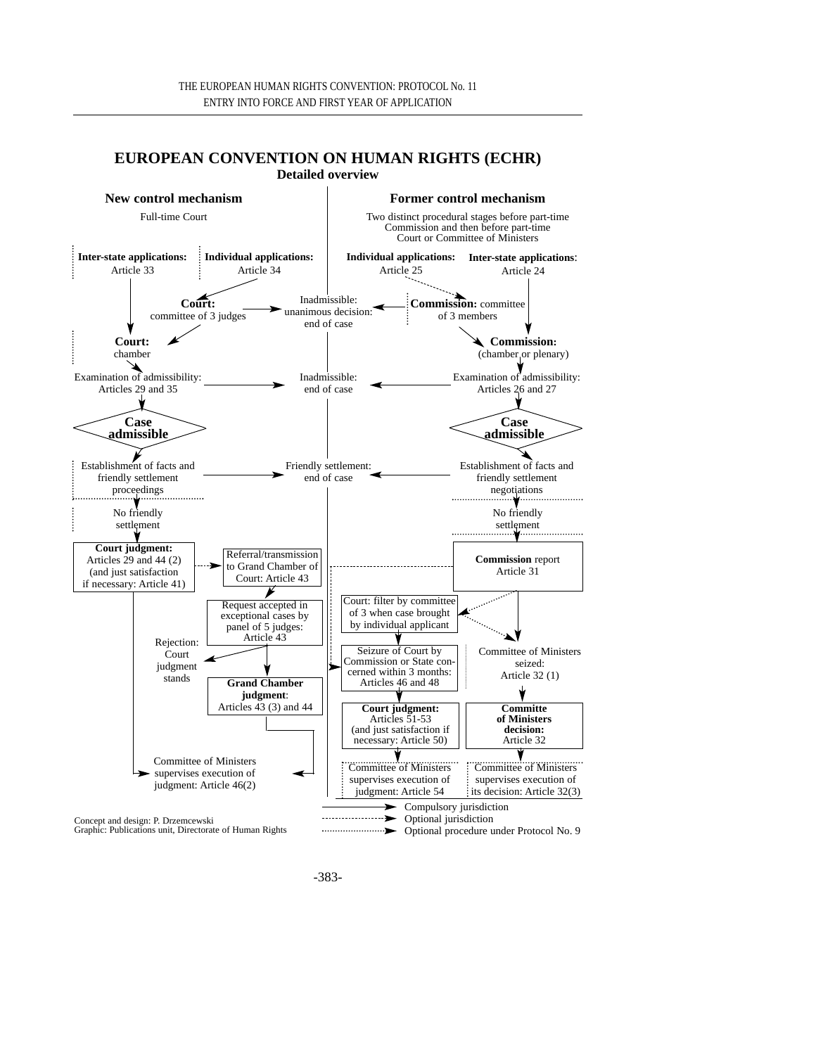# EUROPEAN CONVENTION ON HUMAN RIGHTS (ECHR)

**Detailed overview**

## New control mechanism

Full-time Court

**Inter-state applications:** Article 33

**Individual applications:** Article 34

**Court:** committee of 3 judges

**Court:** chamber

Examination of admissibility: Articles 29 and 35

**Case admissible**

Establishment of facts and friendly settlement proceedings

No friendly settlement

**Court judgment:** Articles 29 and 44 (2) (and just satisfaction if necessary: Article 41)

Referral/transmission to Grand Chamber of Court: Article 43

Request accepted in exceptional cases by panel of 5 judges: Article 43

Rejection: Court judgment stands

**Grand Chamber judgment**: Articles 43 (3) and 44

Committee of Ministers supervises execution of judgment: Article 46(2)

## Former control mechanism

Two distinct procedural stages before part-time Commission and then before part-time Court or Committee of Ministers

**Individual applications:** Article 25

**Inter-state applications**: Article 24

**Commission:** committee of 3 members

**Commission:** (chamber or plenary)

Examination of admissibility: Articles 26 and 27

**Case admissible**

Establishment of facts and friendly settlement negotiations

No friendly settlement

**Commission** report Article 31

Court: filter by committee of 3 when case brought by individual applicant

Seizure of Court by Commission or State concerned within 3 months: Articles 46 and 48

**Court judgment:** Articles 51-53 (and just satisfaction if necessary: Article 50)

Committee of Ministers supervises execution of judgment: Article 54

Committee of Ministers seized: Article 32 (1)

**Committe of Ministers decision:** Article 32

Committee of Ministers supervises execution of its decision: Article 32(3)

## Common outcomes

Inadmissible: unanimous decision: end of case

Inadmissible: end of case

Friendly settlement: end of case

## Legend

- Compulsory jurisdiction (solid arrow)
- Optional jurisdiction (dashed arrow)
- Optional procedure under Protocol No. 9 (dotted arrow)

Concept and design: P. Drzemczewski
Graphic: Publications unit, Directorate of Human Rights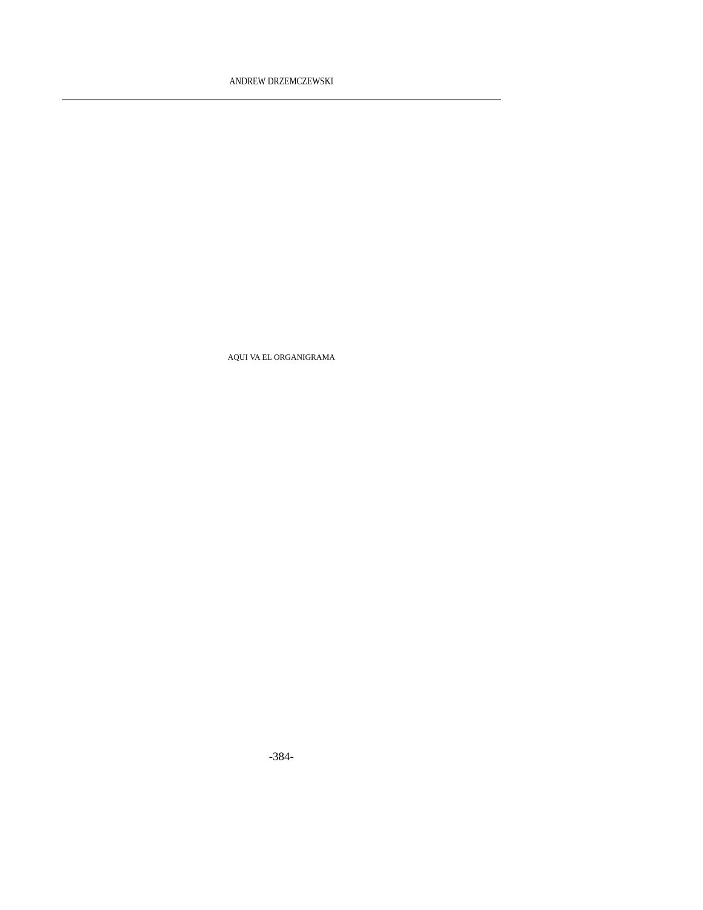AQUI VA EL ORGANIGRAMA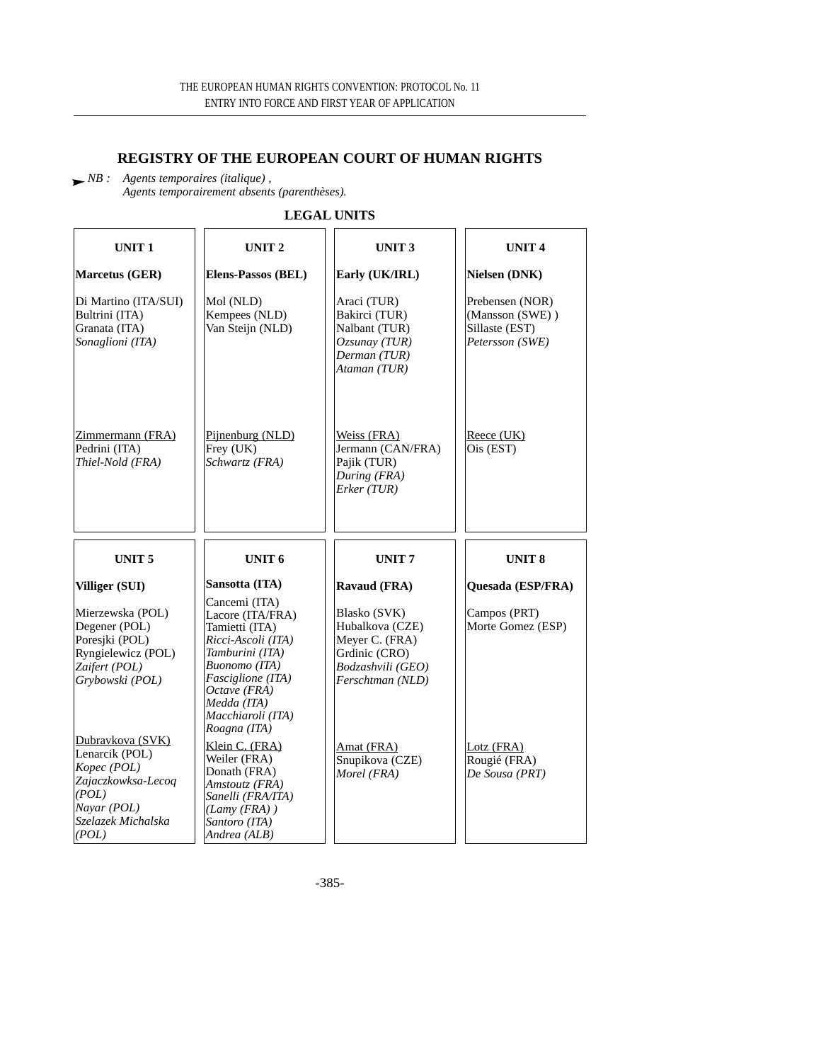## REGISTRY OF THE EUROPEAN COURT OF HUMAN RIGHTS

➤ *NB : Agents temporaires (italique) ,*
*Agents temporairement absents (parenthèses).*

### LEGAL UNITS

| UNIT 1 | UNIT 2 | UNIT 3 | UNIT 4 |
|---|---|---|---|
| **Marcetus (GER)** | **Elens-Passos (BEL)** | **Early (UK/IRL)** | **Nielsen (DNK)** |
| Di Martino (ITA/SUI)<br>Bultrini (ITA)<br>Granata (ITA)<br>*Sonaglioni (ITA)* | Mol (NLD)<br>Kempees (NLD)<br>Van Steijn (NLD) | Araci (TUR)<br>Bakirci (TUR)<br>Nalbant (TUR)<br>*Ozsunay (TUR)*<br>*Derman (TUR)*<br>*Ataman (TUR)* | Prebensen (NOR)<br>(Mansson (SWE) )<br>Sillaste (EST)<br>*Petersson (SWE)* |
| <u>Zimmermann (FRA)</u><br>Pedrini (ITA)<br>*Thiel-Nold (FRA)* | <u>Pijnenburg (NLD)</u><br>Frey (UK)<br>*Schwartz (FRA)* | <u>Weiss (FRA)</u><br>Jermann (CAN/FRA)<br>Pajik (TUR)<br>*During (FRA)*<br>*Erker (TUR)* | <u>Reece (UK)</u><br>Ois (EST) |

| UNIT 5 | UNIT 6 | UNIT 7 | UNIT 8 |
|---|---|---|---|
| **Villiger (SUI)** | **Sansotta (ITA)** | **Ravaud (FRA)** | **Quesada (ESP/FRA)** |
| Mierzewska (POL)<br>Degener (POL)<br>Poresjki (POL)<br>Ryngielewicz (POL)<br>*Zaifert (POL)*<br>*Grybowski (POL)* | Cancemi (ITA)<br>Lacore (ITA/FRA)<br>Tamietti (ITA)<br>*Ricci-Ascoli (ITA)*<br>*Tamburini (ITA)*<br>*Buonomo (ITA)*<br>*Fasciglione (ITA)*<br>*Octave (FRA)*<br>*Medda (ITA)*<br>*Macchiaroli (ITA)*<br>*Roagna (ITA)* | Blasko (SVK)<br>Hubalkova (CZE)<br>Meyer C. (FRA)<br>Grdinic (CRO)<br>*Bodzashvili (GEO)*<br>*Ferschtman (NLD)* | Campos (PRT)<br>Morte Gomez (ESP) |
| <u>Dubravkova (SVK)</u><br>Lenarcik (POL)<br>*Kopec (POL)*<br>*Zajaczkowksa-Lecoq (POL)*<br>*Nayar (POL)*<br>*Szelazek Michalska (POL)* | <u>Klein C. (FRA)</u><br>Weiler (FRA)<br>Donath (FRA)<br>*Amstoutz (FRA)*<br>*Sanelli (FRA/ITA)*<br>*(Lamy (FRA) )*<br>*Santoro (ITA)*<br>*Andrea (ALB)* | <u>Amat (FRA)</u><br>Snupikova (CZE)<br>*Morel (FRA)* | <u>Lotz (FRA)</u><br>Rougié (FRA)<br>*De Sousa (PRT)* |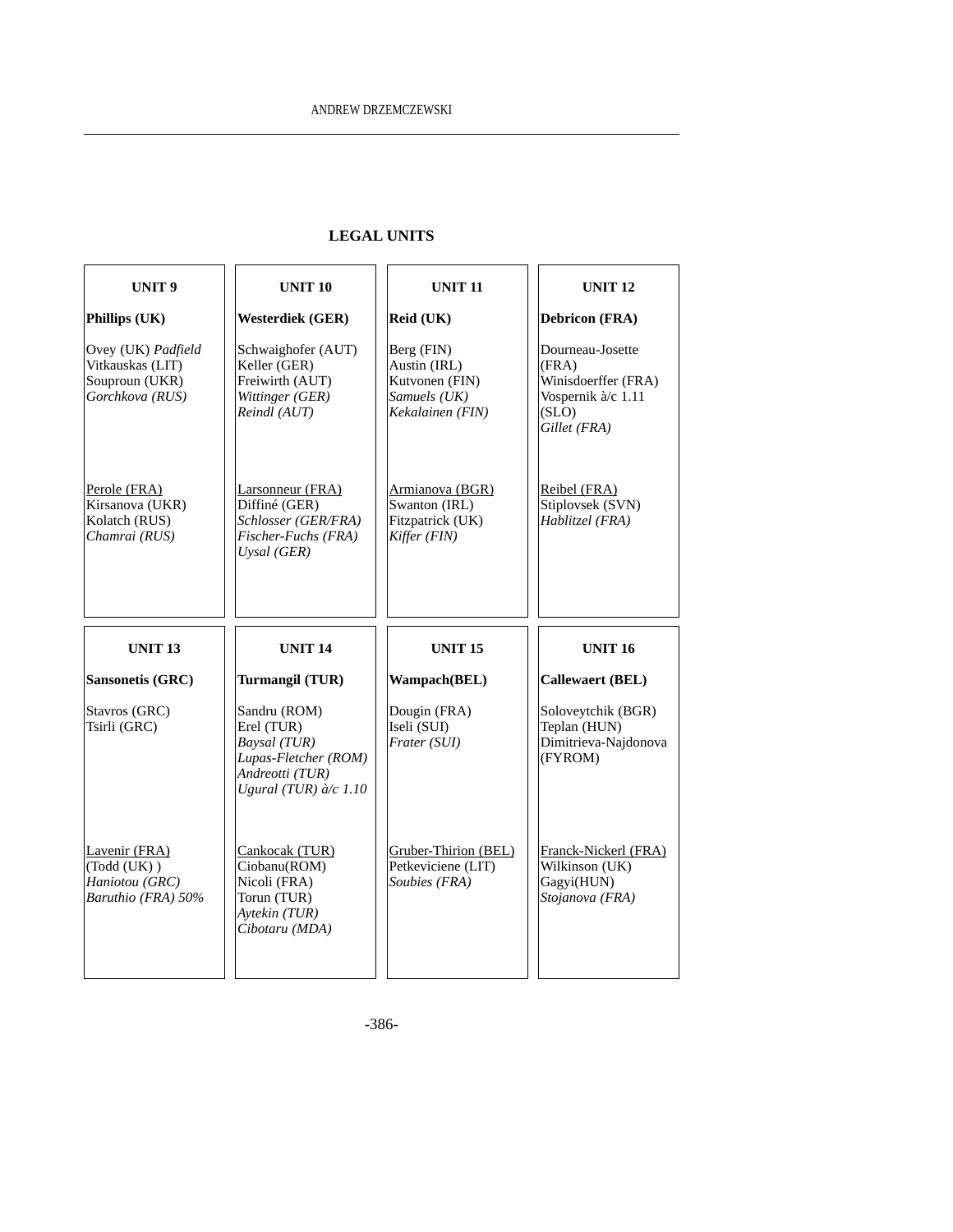## LEGAL UNITS

| UNIT 9 | UNIT 10 | UNIT 11 | UNIT 12 |
|---|---|---|---|
| **Phillips (UK)** | **Westerdiek (GER)** | **Reid (UK)** | **Debricon (FRA)** |
| Ovey (UK) *Padfield*<br>Vitkauskas (LIT)<br>Souproun (UKR)<br>*Gorchkova (RUS)* | Schwaighofer (AUT)<br>Keller (GER)<br>Freiwirth (AUT)<br>*Wittinger (GER)*<br>*Reindl (AUT)* | Berg (FIN)<br>Austin (IRL)<br>Kutvonen (FIN)<br>*Samuels (UK)*<br>*Kekalainen (FIN)* | Dourneau-Josette (FRA)<br>Winisdoerffer (FRA)<br>Vospernik à/c 1.11 (SLO)<br>*Gillet (FRA)* |
| <u>Perole (FRA)</u><br>Kirsanova (UKR)<br>Kolatch (RUS)<br>*Chamrai (RUS)* | <u>Larsonneur (FRA)</u><br>Diffiné (GER)<br>*Schlosser (GER/FRA)*<br>*Fischer-Fuchs (FRA)*<br>*Uysal (GER)* | <u>Armianova (BGR)</u><br>Swanton (IRL)<br>Fitzpatrick (UK)<br>*Kiffer (FIN)* | <u>Reibel (FRA)</u><br>Stiplovsek (SVN)<br>*Hablitzel (FRA)* |

| UNIT 13 | UNIT 14 | UNIT 15 | UNIT 16 |
|---|---|---|---|
| **Sansonetis (GRC)** | **Turmangil (TUR)** | **Wampach(BEL)** | **Callewaert (BEL)** |
| Stavros (GRC)<br>Tsirli (GRC) | Sandru (ROM)<br>Erel (TUR)<br>*Baysal (TUR)*<br>*Lupas-Fletcher (ROM)*<br>*Andreotti (TUR)*<br>*Ugural (TUR) à/c 1.10* | Dougin (FRA)<br>Iseli (SUI)<br>*Frater (SUI)* | Soloveytchik (BGR)<br>Teplan (HUN)<br>Dimitrieva-Najdonova (FYROM) |
| <u>Lavenir (FRA)</u><br>(Todd (UK) )<br>*Haniotou (GRC)*<br>*Baruthio (FRA) 50%* | <u>Cankocak (TUR)</u><br>Ciobanu(ROM)<br>Nicoli (FRA)<br>Torun (TUR)<br>*Aytekin (TUR)*<br>*Cibotaru (MDA)* | <u>Gruber-Thirion (BEL)</u><br>Petkeviciene (LIT)<br>*Soubies (FRA)* | <u>Franck-Nickerl (FRA)</u><br>Wilkinson (UK)<br>Gagyi(HUN)<br>*Stojanova (FRA)* |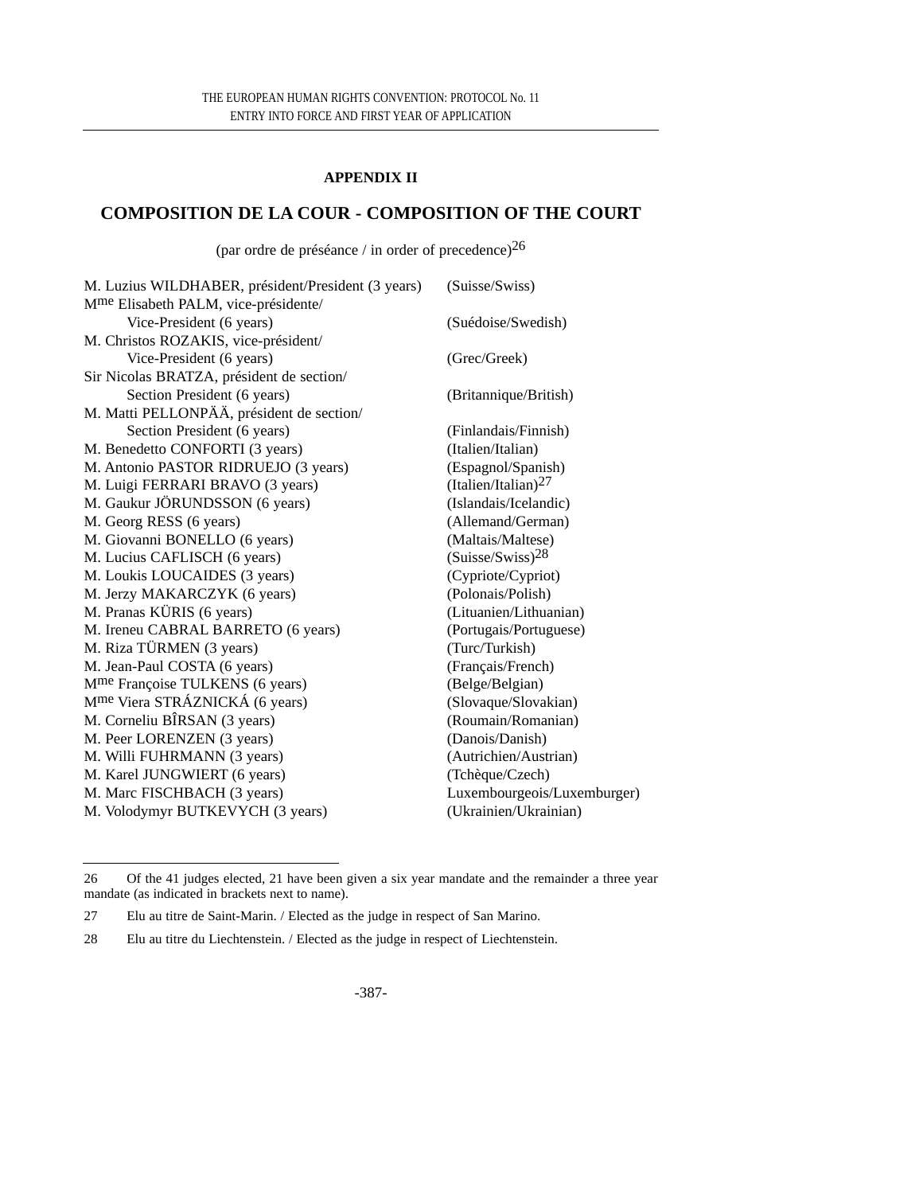**APPENDIX II**

## COMPOSITION DE LA COUR - COMPOSITION OF THE COURT

(par ordre de préséance / in order of precedence)[26]

| | |
|---|---|
| M. Luzius WILDHABER, président/President (3 years) | (Suisse/Swiss) |
| Mme Elisabeth PALM, vice-présidente/ Vice-President (6 years) | (Suédoise/Swedish) |
| M. Christos ROZAKIS, vice-président/ Vice-President (6 years) | (Grec/Greek) |
| Sir Nicolas BRATZA, président de section/ Section President (6 years) | (Britannique/British) |
| M. Matti PELLONPÄÄ, président de section/ Section President (6 years) | (Finlandais/Finnish) |
| M. Benedetto CONFORTI (3 years) | (Italien/Italian) |
| M. Antonio PASTOR RIDRUEJO (3 years) | (Espagnol/Spanish) |
| M. Luigi FERRARI BRAVO (3 years) | (Italien/Italian)[27] |
| M. Gaukur JÖRUNDSSON (6 years) | (Islandais/Icelandic) |
| M. Georg RESS (6 years) | (Allemand/German) |
| M. Giovanni BONELLO (6 years) | (Maltais/Maltese) |
| M. Lucius CAFLISCH (6 years) | (Suisse/Swiss)[28] |
| M. Loukis LOUCAIDES (3 years) | (Cypriote/Cypriot) |
| M. Jerzy MAKARCZYK (6 years) | (Polonais/Polish) |
| M. Pranas KÜRIS (6 years) | (Lituanien/Lithuanian) |
| M. Ireneu CABRAL BARRETO (6 years) | (Portugais/Portuguese) |
| M. Riza TÜRMEN (3 years) | (Turc/Turkish) |
| M. Jean-Paul COSTA (6 years) | (Français/French) |
| Mme Françoise TULKENS (6 years) | (Belge/Belgian) |
| Mme Viera STRÁZNICKÁ (6 years) | (Slovaque/Slovakian) |
| M. Corneliu BÎRSAN (3 years) | (Roumain/Romanian) |
| M. Peer LORENZEN (3 years) | (Danois/Danish) |
| M. Willi FUHRMANN (3 years) | (Autrichien/Austrian) |
| M. Karel JUNGWIERT (6 years) | (Tchèque/Czech) |
| M. Marc FISCHBACH (3 years) | Luxembourgeois/Luxemburger) |
| M. Volodymyr BUTKEVYCH (3 years) | (Ukrainien/Ukrainian) |

---

26 Of the 41 judges elected, 21 have been given a six year mandate and the remainder a three year mandate (as indicated in brackets next to name).

27 Elu au titre de Saint-Marin. / Elected as the judge in respect of San Marino.

28 Elu au titre du Liechtenstein. / Elected as the judge in respect of Liechtenstein.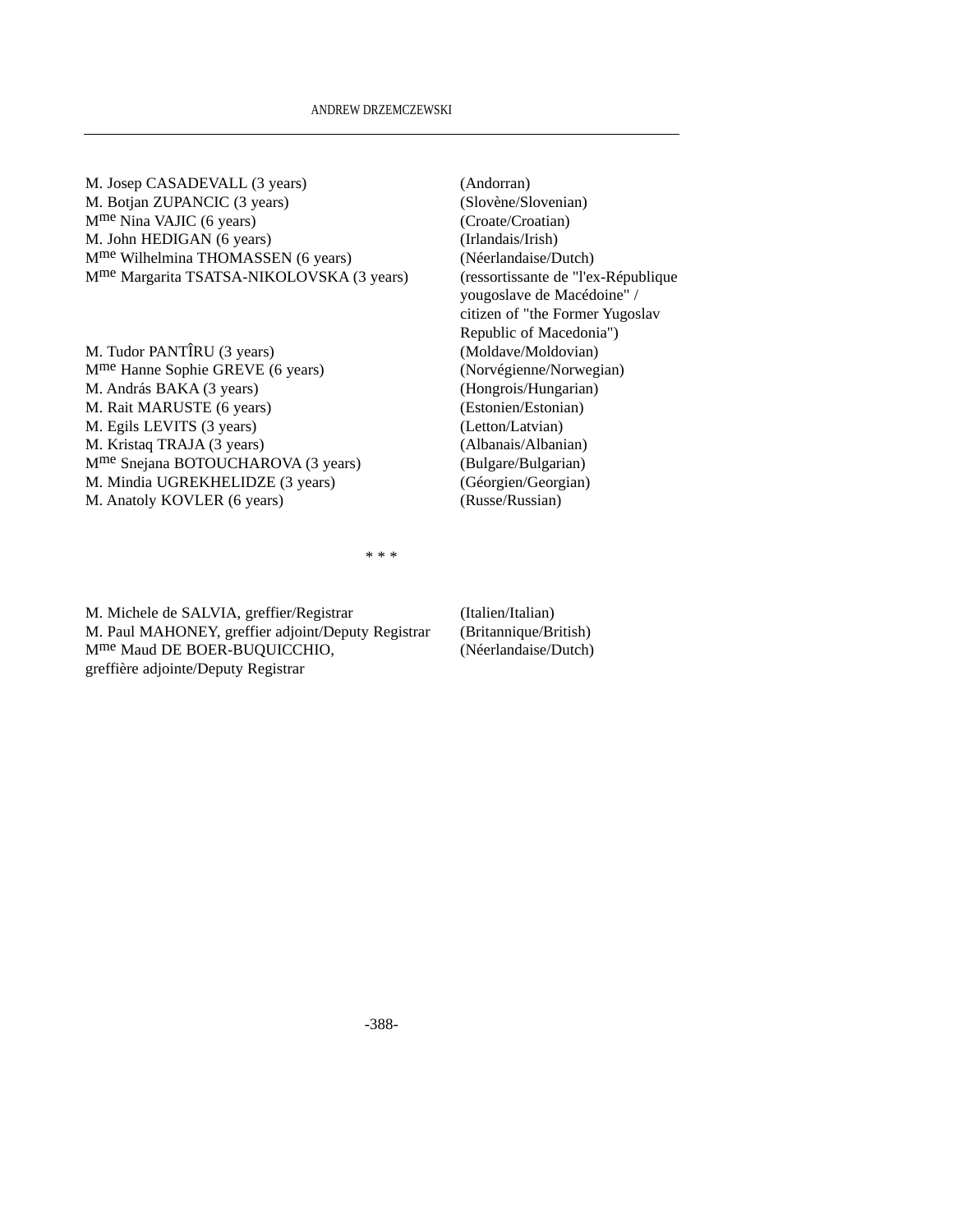| | |
|---|---|
| M. Josep CASADEVALL (3 years) | (Andorran) |
| M. Botjan ZUPANCIC (3 years) | (Slovène/Slovenian) |
| Mme Nina VAJIC (6 years) | (Croate/Croatian) |
| M. John HEDIGAN (6 years) | (Irlandais/Irish) |
| Mme Wilhelmina THOMASSEN (6 years) | (Néerlandaise/Dutch) |
| Mme Margarita TSATSA-NIKOLOVSKA (3 years) | (ressortissante de "l'ex-République yougoslave de Macédoine" / citizen of "the Former Yugoslav Republic of Macedonia") |
| M. Tudor PANTÎRU (3 years) | (Moldave/Moldovian) |
| Mme Hanne Sophie GREVE (6 years) | (Norvégienne/Norwegian) |
| M. András BAKA (3 years) | (Hongrois/Hungarian) |
| M. Rait MARUSTE (6 years) | (Estonien/Estonian) |
| M. Egils LEVITS (3 years) | (Letton/Latvian) |
| M. Kristaq TRAJA (3 years) | (Albanais/Albanian) |
| Mme Snejana BOTOUCHAROVA (3 years) | (Bulgare/Bulgarian) |
| M. Mindia UGREKHELIDZE (3 years) | (Géorgien/Georgian) |
| M. Anatoly KOVLER (6 years) | (Russe/Russian) |

\* \* \*

| | |
|---|---|
| M. Michele de SALVIA, greffier/Registrar | (Italien/Italian) |
| M. Paul MAHONEY, greffier adjoint/Deputy Registrar | (Britannique/British) |
| Mme Maud DE BOER-BUQUICCHIO, greffière adjointe/Deputy Registrar | (Néerlandaise/Dutch) |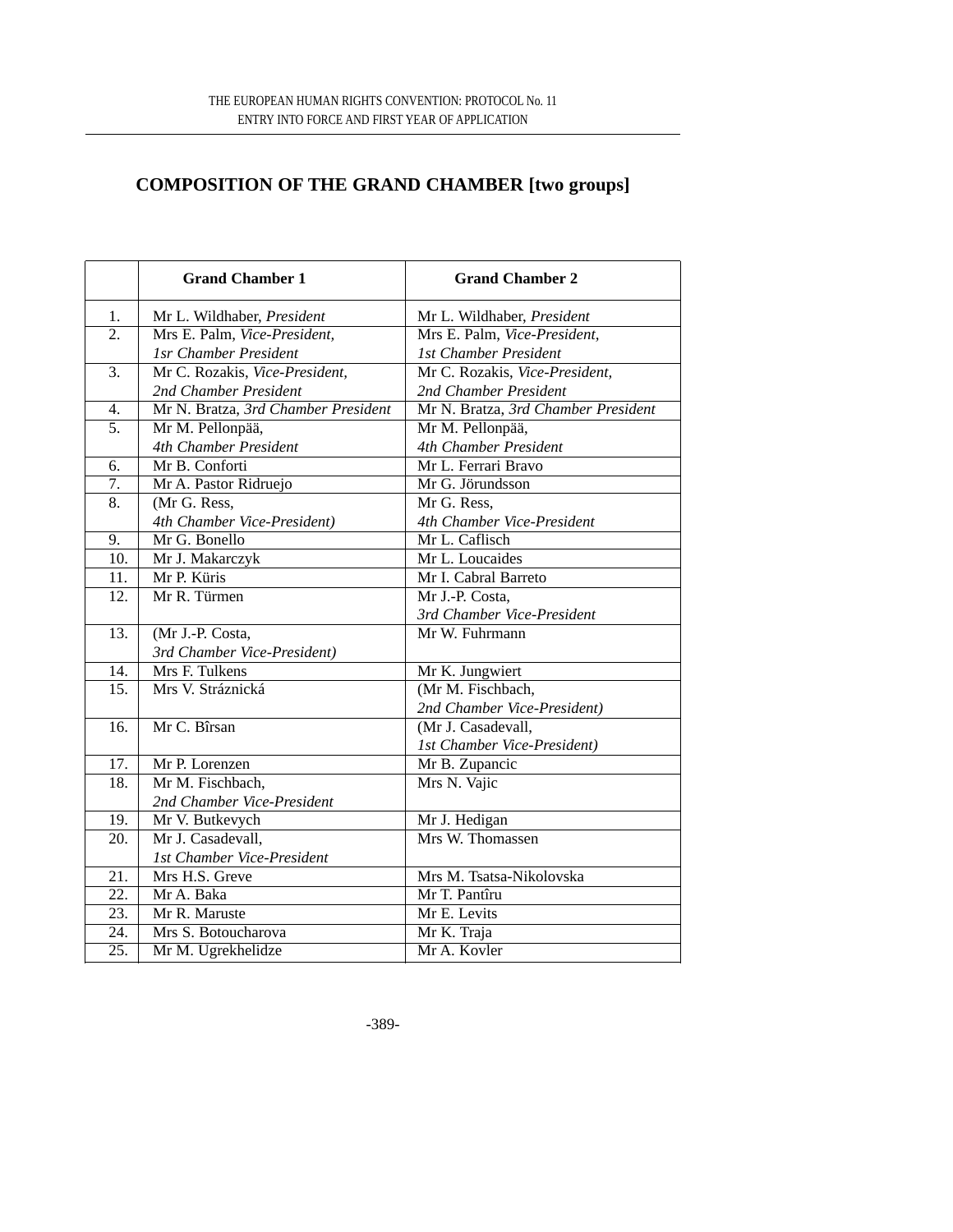## COMPOSITION OF THE GRAND CHAMBER [two groups]

| | Grand Chamber 1 | Grand Chamber 2 |
|---|---|---|
| 1. | Mr L. Wildhaber, *President* | Mr L. Wildhaber, *President* |
| 2. | Mrs E. Palm, *Vice-President, 1sr Chamber President* | Mrs E. Palm, *Vice-President, 1st Chamber President* |
| 3. | Mr C. Rozakis, *Vice-President, 2nd Chamber President* | Mr C. Rozakis, *Vice-President, 2nd Chamber President* |
| 4. | Mr N. Bratza, *3rd Chamber President* | Mr N. Bratza, *3rd Chamber President* |
| 5. | Mr M. Pellonpää, *4th Chamber President* | Mr M. Pellonpää, *4th Chamber President* |
| 6. | Mr B. Conforti | Mr L. Ferrari Bravo |
| 7. | Mr A. Pastor Ridruejo | Mr G. Jörundsson |
| 8. | (Mr G. Ress, *4th Chamber Vice-President)* | Mr G. Ress, *4th Chamber Vice-President* |
| 9. | Mr G. Bonello | Mr L. Caflisch |
| 10. | Mr J. Makarczyk | Mr L. Loucaides |
| 11. | Mr P. Küris | Mr I. Cabral Barreto |
| 12. | Mr R. Türmen | Mr J.-P. Costa, *3rd Chamber Vice-President* |
| 13. | (Mr J.-P. Costa, *3rd Chamber Vice-President)* | Mr W. Fuhrmann |
| 14. | Mrs F. Tulkens | Mr K. Jungwiert |
| 15. | Mrs V. Strážnická | (Mr M. Fischbach, *2nd Chamber Vice-President)* |
| 16. | Mr C. Bîrsan | (Mr J. Casadevall, *1st Chamber Vice-President)* |
| 17. | Mr P. Lorenzen | Mr B. Zupancic |
| 18. | Mr M. Fischbach, *2nd Chamber Vice-President* | Mrs N. Vajic |
| 19. | Mr V. Butkevych | Mr J. Hedigan |
| 20. | Mr J. Casadevall, *1st Chamber Vice-President* | Mrs W. Thomassen |
| 21. | Mrs H.S. Greve | Mrs M. Tsatsa-Nikolovska |
| 22. | Mr A. Baka | Mr T. Pantîru |
| 23. | Mr R. Maruste | Mr E. Levits |
| 24. | Mrs S. Botoucharova | Mr K. Traja |
| 25. | Mr M. Ugrekhelidze | Mr A. Kovler |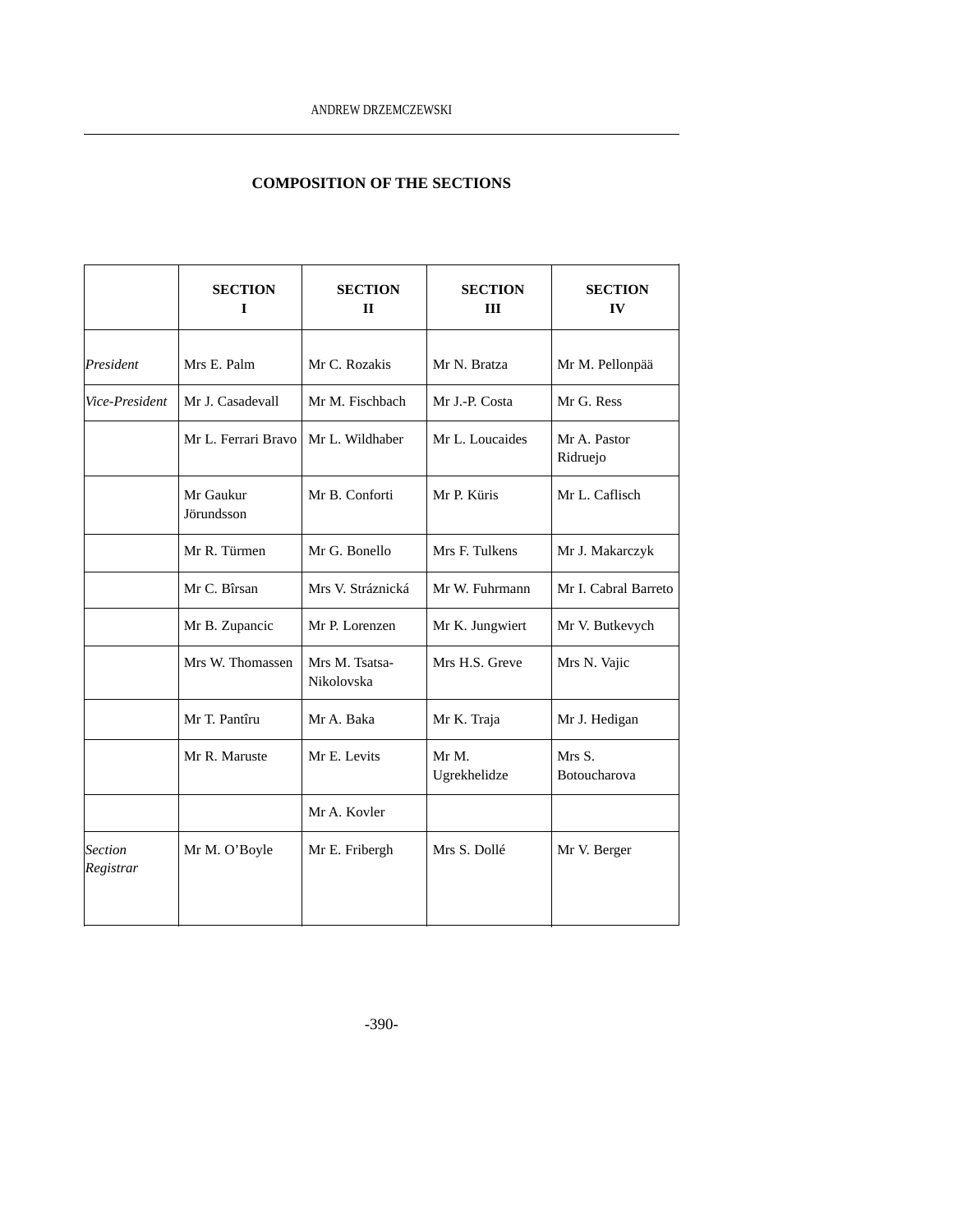**COMPOSITION OF THE SECTIONS**

| | SECTION I | SECTION II | SECTION III | SECTION IV |
|---|---|---|---|---|
| *President* | Mrs E. Palm | Mr C. Rozakis | Mr N. Bratza | Mr M. Pellonpää |
| *Vice-President* | Mr J. Casadevall | Mr M. Fischbach | Mr J.-P. Costa | Mr G. Ress |
| | Mr L. Ferrari Bravo | Mr L. Wildhaber | Mr L. Loucaides | Mr A. Pastor Ridruejo |
| | Mr Gaukur Jörundsson | Mr B. Conforti | Mr P. Küris | Mr L. Caflisch |
| | Mr R. Türmen | Mr G. Bonello | Mrs F. Tulkens | Mr J. Makarczyk |
| | Mr C. Bîrsan | Mrs V. Stráznická | Mr W. Fuhrmann | Mr I. Cabral Barreto |
| | Mr B. Zupancic | Mr P. Lorenzen | Mr K. Jungwiert | Mr V. Butkevych |
| | Mrs W. Thomassen | Mrs M. Tsatsa-Nikolovska | Mrs H.S. Greve | Mrs N. Vajic |
| | Mr T. Pantîru | Mr A. Baka | Mr K. Traja | Mr J. Hedigan |
| | Mr R. Maruste | Mr E. Levits | Mr M. Ugrekhelidze | Mrs S. Botoucharova |
| | | Mr A. Kovler | | |
| *Section Registrar* | Mr M. O'Boyle | Mr E. Fribergh | Mrs S. Dollé | Mr V. Berger |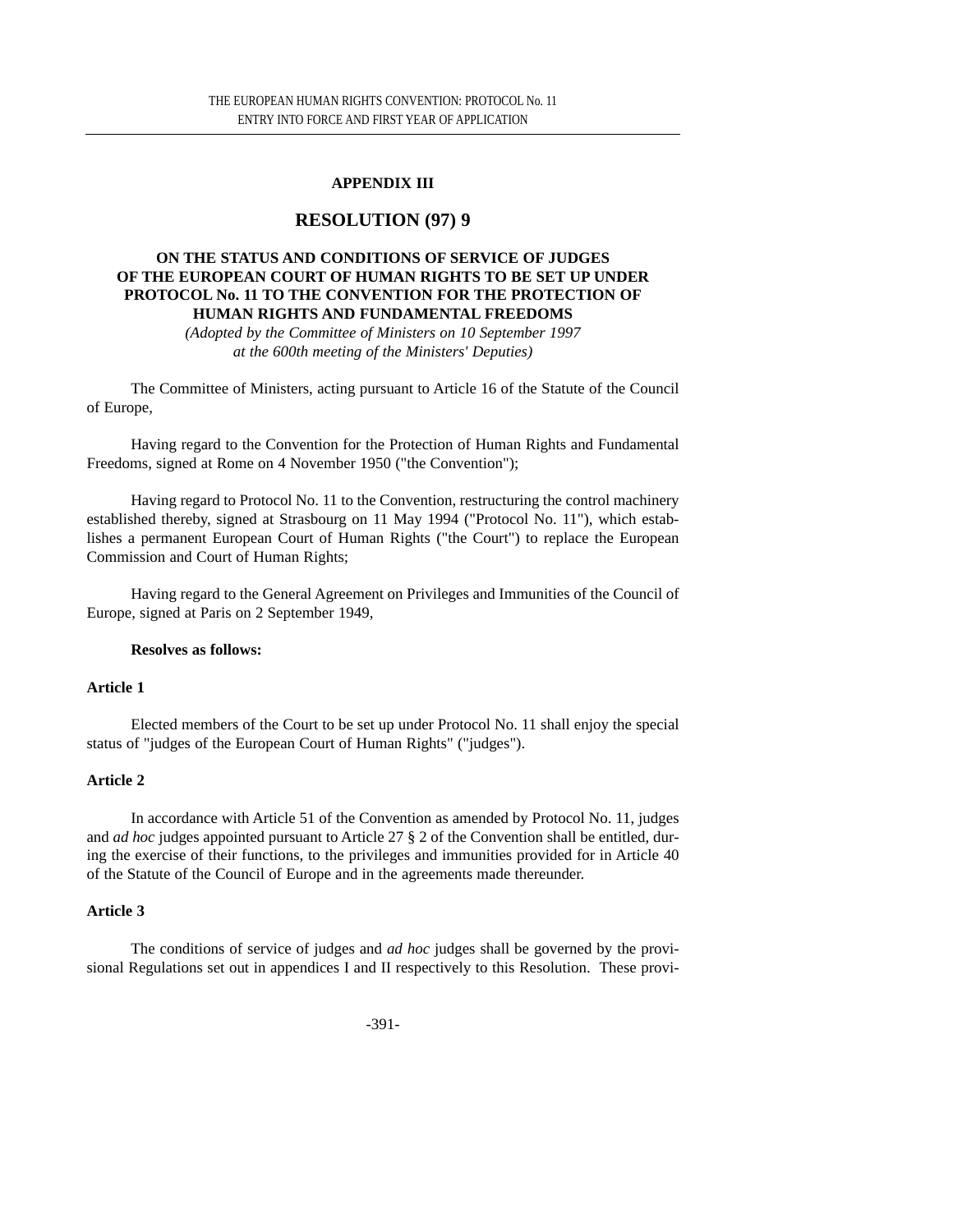**APPENDIX III**

# RESOLUTION (97) 9

## ON THE STATUS AND CONDITIONS OF SERVICE OF JUDGES OF THE EUROPEAN COURT OF HUMAN RIGHTS TO BE SET UP UNDER PROTOCOL No. 11 TO THE CONVENTION FOR THE PROTECTION OF HUMAN RIGHTS AND FUNDAMENTAL FREEDOMS

*(Adopted by the Committee of Ministers on 10 September 1997 at the 600th meeting of the Ministers' Deputies)*

The Committee of Ministers, acting pursuant to Article 16 of the Statute of the Council of Europe,

Having regard to the Convention for the Protection of Human Rights and Fundamental Freedoms, signed at Rome on 4 November 1950 ("the Convention");

Having regard to Protocol No. 11 to the Convention, restructuring the control machinery established thereby, signed at Strasbourg on 11 May 1994 ("Protocol No. 11"), which establishes a permanent European Court of Human Rights ("the Court") to replace the European Commission and Court of Human Rights;

Having regard to the General Agreement on Privileges and Immunities of the Council of Europe, signed at Paris on 2 September 1949,

**Resolves as follows:**

**Article 1**

Elected members of the Court to be set up under Protocol No. 11 shall enjoy the special status of "judges of the European Court of Human Rights" ("judges").

**Article 2**

In accordance with Article 51 of the Convention as amended by Protocol No. 11, judges and *ad hoc* judges appointed pursuant to Article 27 § 2 of the Convention shall be entitled, during the exercise of their functions, to the privileges and immunities provided for in Article 40 of the Statute of the Council of Europe and in the agreements made thereunder.

**Article 3**

The conditions of service of judges and *ad hoc* judges shall be governed by the provisional Regulations set out in appendices I and II respectively to this Resolution. These provi-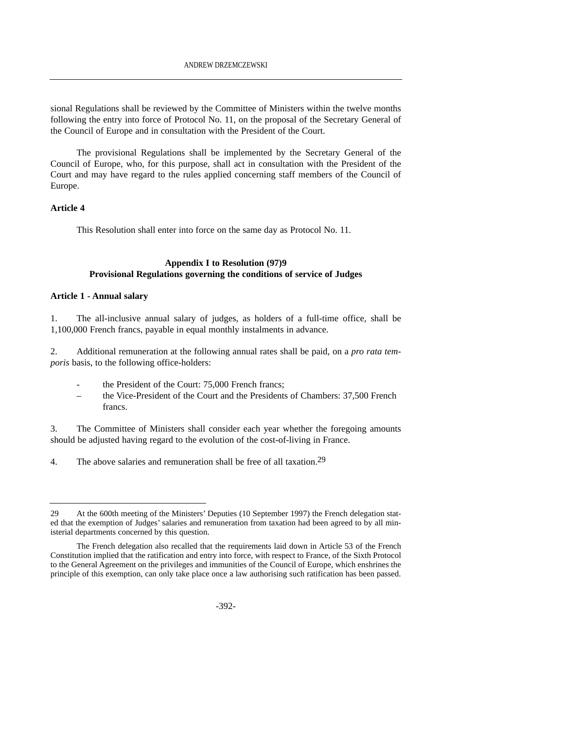sional Regulations shall be reviewed by the Committee of Ministers within the twelve months following the entry into force of Protocol No. 11, on the proposal of the Secretary General of the Council of Europe and in consultation with the President of the Court.

The provisional Regulations shall be implemented by the Secretary General of the Council of Europe, who, for this purpose, shall act in consultation with the President of the Court and may have regard to the rules applied concerning staff members of the Council of Europe.

**Article 4**

This Resolution shall enter into force on the same day as Protocol No. 11.

**Appendix I to Resolution (97)9**
**Provisional Regulations governing the conditions of service of Judges**

**Article 1 - Annual salary**

1. The all-inclusive annual salary of judges, as holders of a full-time office, shall be 1,100,000 French francs, payable in equal monthly instalments in advance.

2. Additional remuneration at the following annual rates shall be paid, on a *pro rata temporis* basis, to the following office-holders:

- the President of the Court: 75,000 French francs;
- the Vice-President of the Court and the Presidents of Chambers: 37,500 French francs.

3. The Committee of Ministers shall consider each year whether the foregoing amounts should be adjusted having regard to the evolution of the cost-of-living in France.

4. The above salaries and remuneration shall be free of all taxation.[29]

---

29 At the 600th meeting of the Ministers' Deputies (10 September 1997) the French delegation stated that the exemption of Judges' salaries and remuneration from taxation had been agreed to by all ministerial departments concerned by this question.

The French delegation also recalled that the requirements laid down in Article 53 of the French Constitution implied that the ratification and entry into force, with respect to France, of the Sixth Protocol to the General Agreement on the privileges and immunities of the Council of Europe, which enshrines the principle of this exemption, can only take place once a law authorising such ratification has been passed.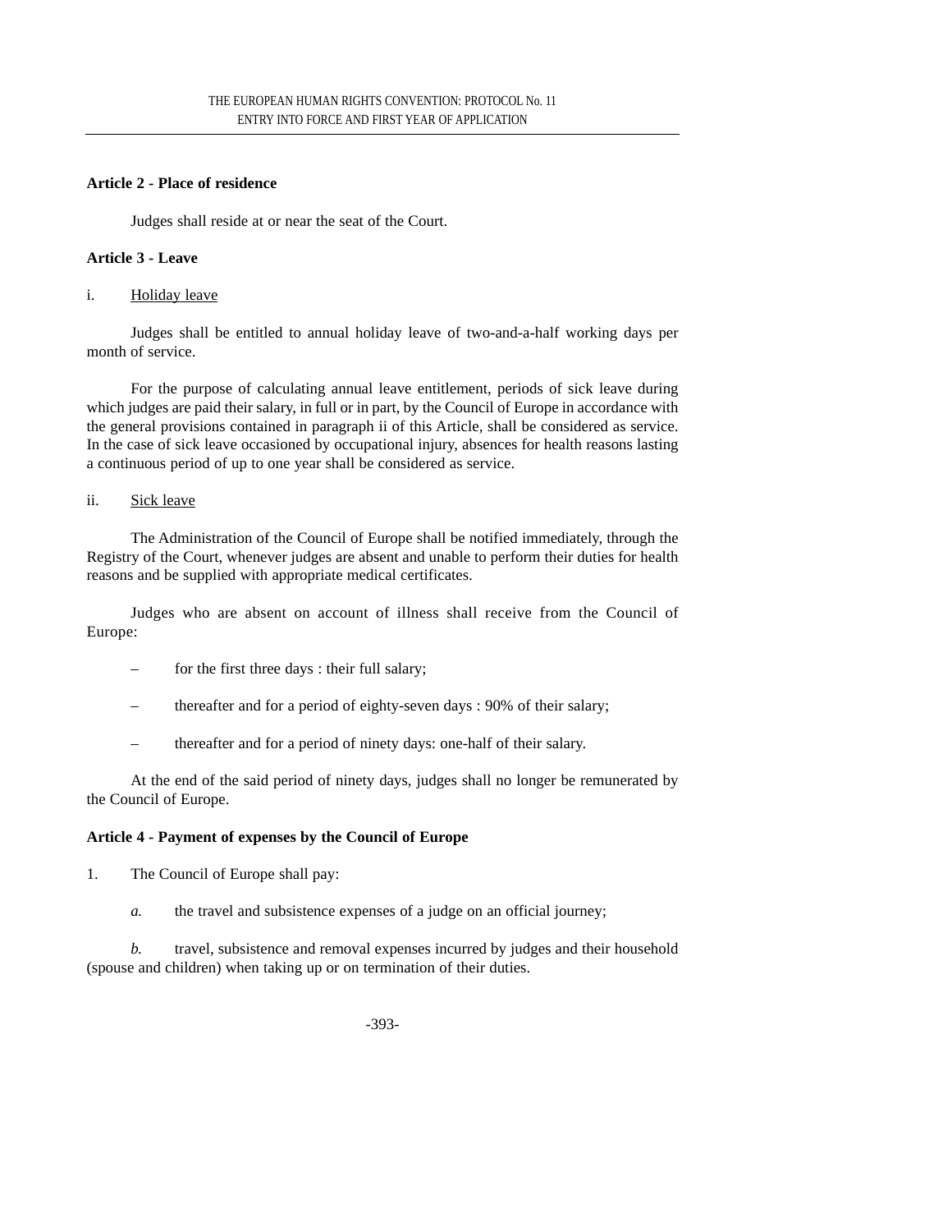**Article 2 - Place of residence**

Judges shall reside at or near the seat of the Court.

**Article 3 - Leave**

i. Holiday leave

Judges shall be entitled to annual holiday leave of two-and-a-half working days per month of service.

For the purpose of calculating annual leave entitlement, periods of sick leave during which judges are paid their salary, in full or in part, by the Council of Europe in accordance with the general provisions contained in paragraph ii of this Article, shall be considered as service. In the case of sick leave occasioned by occupational injury, absences for health reasons lasting a continuous period of up to one year shall be considered as service.

ii. Sick leave

The Administration of the Council of Europe shall be notified immediately, through the Registry of the Court, whenever judges are absent and unable to perform their duties for health reasons and be supplied with appropriate medical certificates.

Judges who are absent on account of illness shall receive from the Council of Europe:

– for the first three days : their full salary;

– thereafter and for a period of eighty-seven days : 90% of their salary;

– thereafter and for a period of ninety days: one-half of their salary.

At the end of the said period of ninety days, judges shall no longer be remunerated by the Council of Europe.

**Article 4 - Payment of expenses by the Council of Europe**

1. The Council of Europe shall pay:

*a.* the travel and subsistence expenses of a judge on an official journey;

*b.* travel, subsistence and removal expenses incurred by judges and their household (spouse and children) when taking up or on termination of their duties.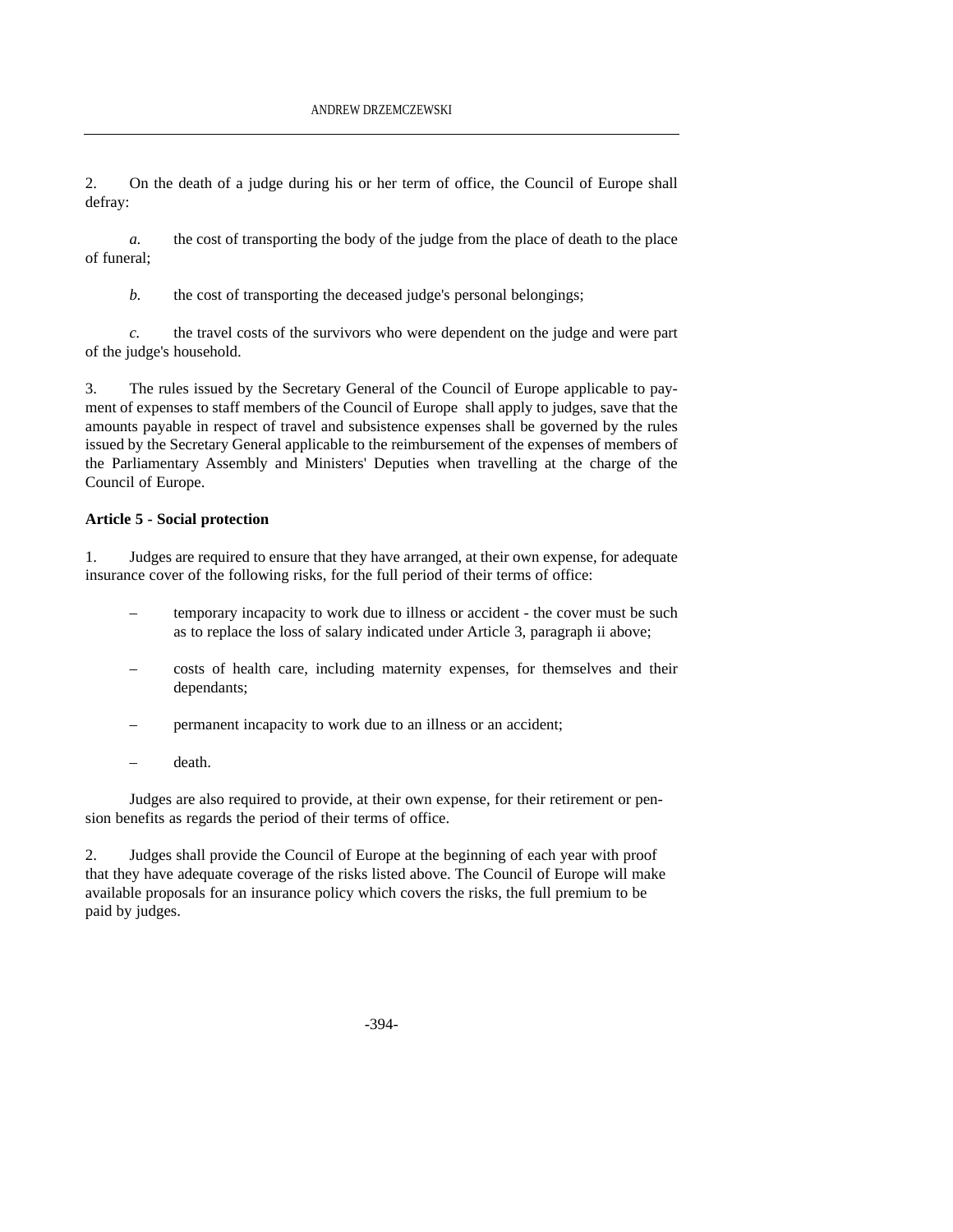2. On the death of a judge during his or her term of office, the Council of Europe shall defray:

*a.* the cost of transporting the body of the judge from the place of death to the place of funeral;

*b.* the cost of transporting the deceased judge's personal belongings;

*c.* the travel costs of the survivors who were dependent on the judge and were part of the judge's household.

3. The rules issued by the Secretary General of the Council of Europe applicable to payment of expenses to staff members of the Council of Europe shall apply to judges, save that the amounts payable in respect of travel and subsistence expenses shall be governed by the rules issued by the Secretary General applicable to the reimbursement of the expenses of members of the Parliamentary Assembly and Ministers' Deputies when travelling at the charge of the Council of Europe.

**Article 5 - Social protection**

1. Judges are required to ensure that they have arranged, at their own expense, for adequate insurance cover of the following risks, for the full period of their terms of office:

– temporary incapacity to work due to illness or accident - the cover must be such as to replace the loss of salary indicated under Article 3, paragraph ii above;

– costs of health care, including maternity expenses, for themselves and their dependants;

– permanent incapacity to work due to an illness or an accident;

– death.

Judges are also required to provide, at their own expense, for their retirement or pension benefits as regards the period of their terms of office.

2. Judges shall provide the Council of Europe at the beginning of each year with proof that they have adequate coverage of the risks listed above. The Council of Europe will make available proposals for an insurance policy which covers the risks, the full premium to be paid by judges.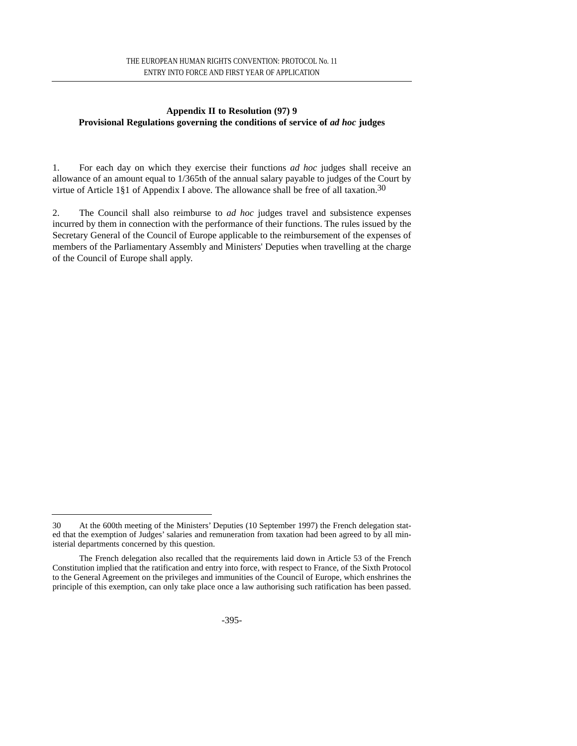## Appendix II to Resolution (97) 9
## Provisional Regulations governing the conditions of service of *ad hoc* judges

1. For each day on which they exercise their functions *ad hoc* judges shall receive an allowance of an amount equal to 1/365th of the annual salary payable to judges of the Court by virtue of Article 1§1 of Appendix I above. The allowance shall be free of all taxation.[30]

2. The Council shall also reimburse to *ad hoc* judges travel and subsistence expenses incurred by them in connection with the performance of their functions. The rules issued by the Secretary General of the Council of Europe applicable to the reimbursement of the expenses of members of the Parliamentary Assembly and Ministers' Deputies when travelling at the charge of the Council of Europe shall apply.

---

30 At the 600th meeting of the Ministers' Deputies (10 September 1997) the French delegation stated that the exemption of Judges' salaries and remuneration from taxation had been agreed to by all ministerial departments concerned by this question.

The French delegation also recalled that the requirements laid down in Article 53 of the French Constitution implied that the ratification and entry into force, with respect to France, of the Sixth Protocol to the General Agreement on the privileges and immunities of the Council of Europe, which enshrines the principle of this exemption, can only take place once a law authorising such ratification has been passed.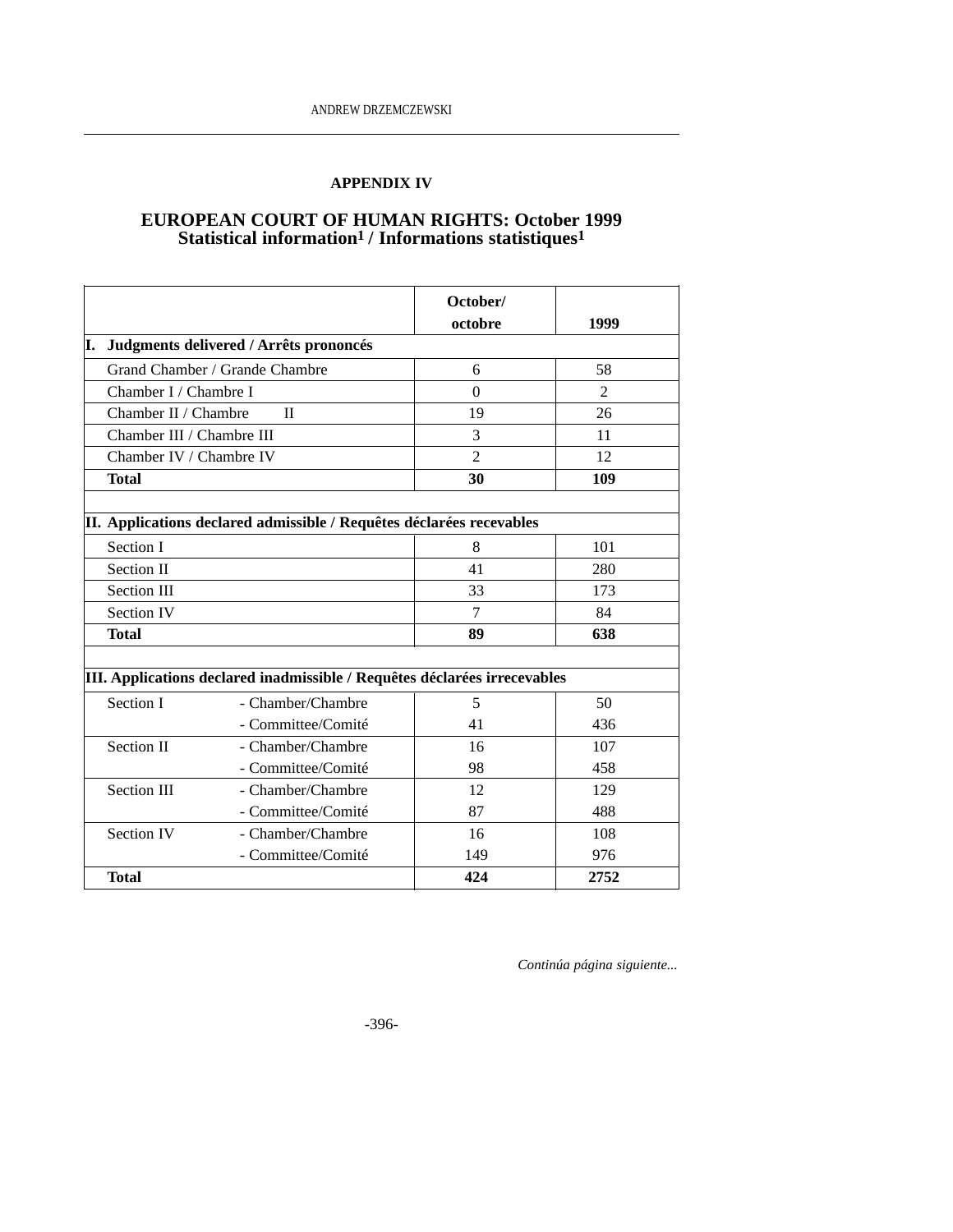## APPENDIX IV

## EUROPEAN COURT OF HUMAN RIGHTS: October 1999
### Statistical information[1] / Informations statistiques[1]

| | | October/ octobre | 1999 |
|---|---|---|---|
| **I. Judgments delivered / Arrêts prononcés** | | | |
| Grand Chamber / Grande Chambre | | 6 | 58 |
| Chamber I / Chambre I | | 0 | 2 |
| Chamber II / Chambre II | | 19 | 26 |
| Chamber III / Chambre III | | 3 | 11 |
| Chamber IV / Chambre IV | | 2 | 12 |
| **Total** | | **30** | **109** |
| | | | |
| **II. Applications declared admissible / Requêtes déclarées recevables** | | | |
| Section I | | 8 | 101 |
| Section II | | 41 | 280 |
| Section III | | 33 | 173 |
| Section IV | | 7 | 84 |
| **Total** | | **89** | **638** |
| | | | |
| **III. Applications declared inadmissible / Requêtes déclarées irrecevables** | | | |
| Section I | - Chamber/Chambre | 5 | 50 |
| | - Committee/Comité | 41 | 436 |
| Section II | - Chamber/Chambre | 16 | 107 |
| | - Committee/Comité | 98 | 458 |
| Section III | - Chamber/Chambre | 12 | 129 |
| | - Committee/Comité | 87 | 488 |
| Section IV | - Chamber/Chambre | 16 | 108 |
| | - Committee/Comité | 149 | 976 |
| **Total** | | **424** | **2752** |

*Continúa página siguiente...*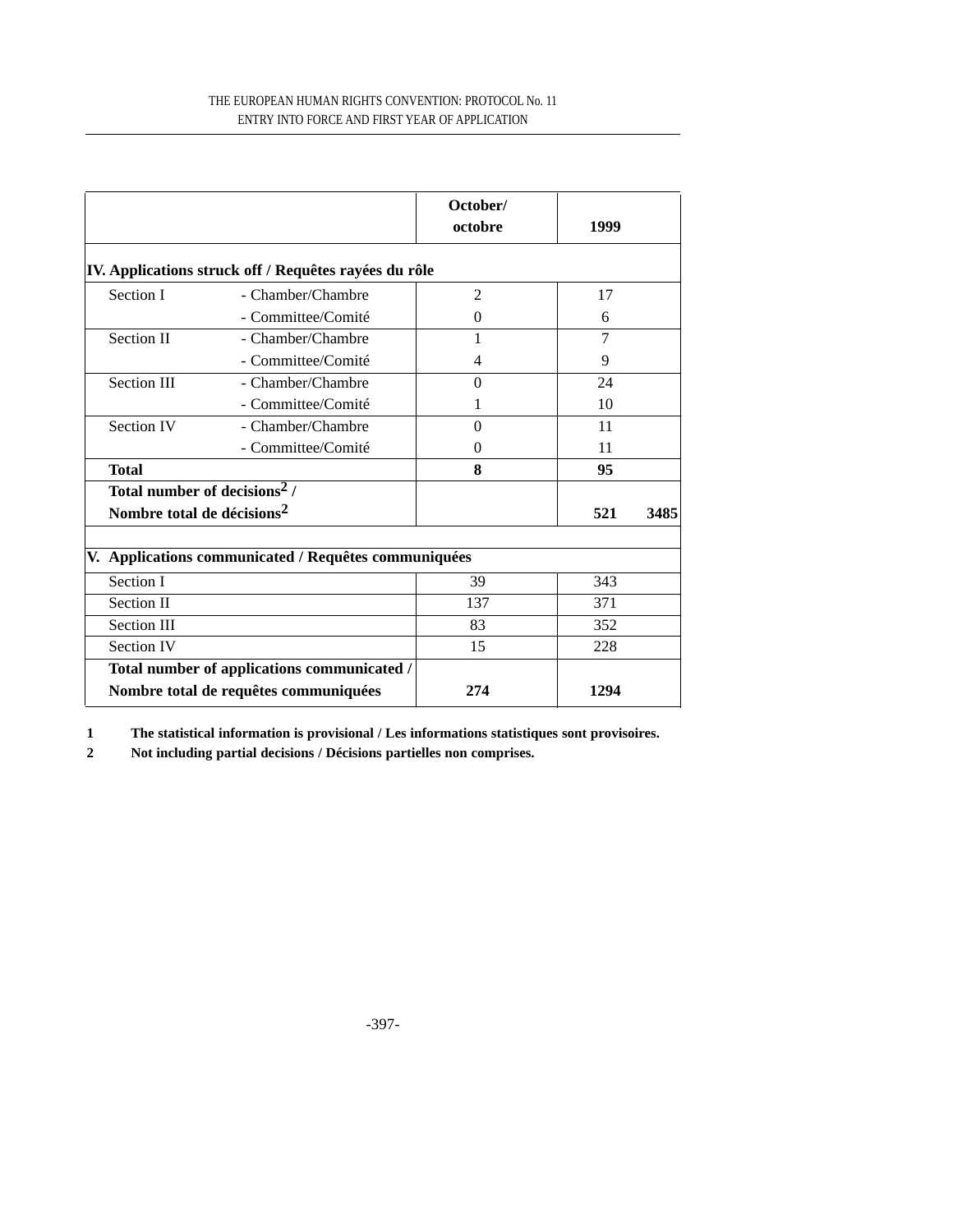| | | October/ octobre | 1999 |
|---|---|---|---|
| **IV. Applications struck off / Requêtes rayées du rôle** | | | |
| Section I | - Chamber/Chambre | 2 | 17 |
| | - Committee/Comité | 0 | 6 |
| Section II | - Chamber/Chambre | 1 | 7 |
| | - Committee/Comité | 4 | 9 |
| Section III | - Chamber/Chambre | 0 | 24 |
| | - Committee/Comité | 1 | 10 |
| Section IV | - Chamber/Chambre | 0 | 11 |
| | - Committee/Comité | 0 | 11 |
| **Total** | | **8** | **95** |
| **Total number of decisions[2] / Nombre total de décisions[2]** | | | **521 3485** |
| | | | |
| **V. Applications communicated / Requêtes communiquées** | | | |
| Section I | | 39 | 343 |
| Section II | | 137 | 371 |
| Section III | | 83 | 352 |
| Section IV | | 15 | 228 |
| **Total number of applications communicated / Nombre total de requêtes communiquées** | | **274** | **1294** |

**1** **The statistical information is provisional / Les informations statistiques sont provisoires.**

**2** **Not including partial decisions / Décisions partielles non comprises.**